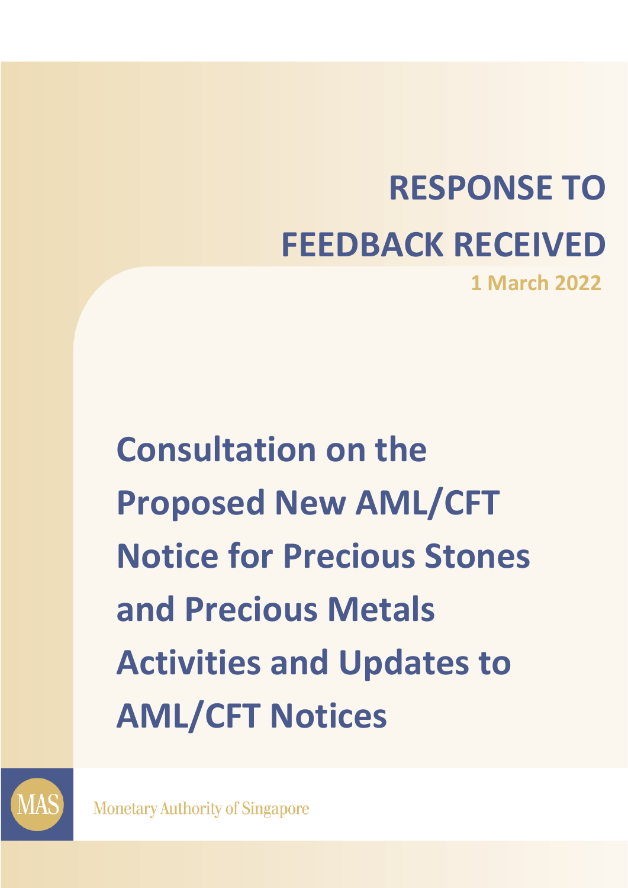# RESPONSE TO FEEDBACK RECEIVED

**1 March 2022**

# Consultation on the Proposed New AML/CFT Notice for Precious Stones and Precious Metals Activities and Updates to AML/CFT Notices

Monetary Authority of Singapore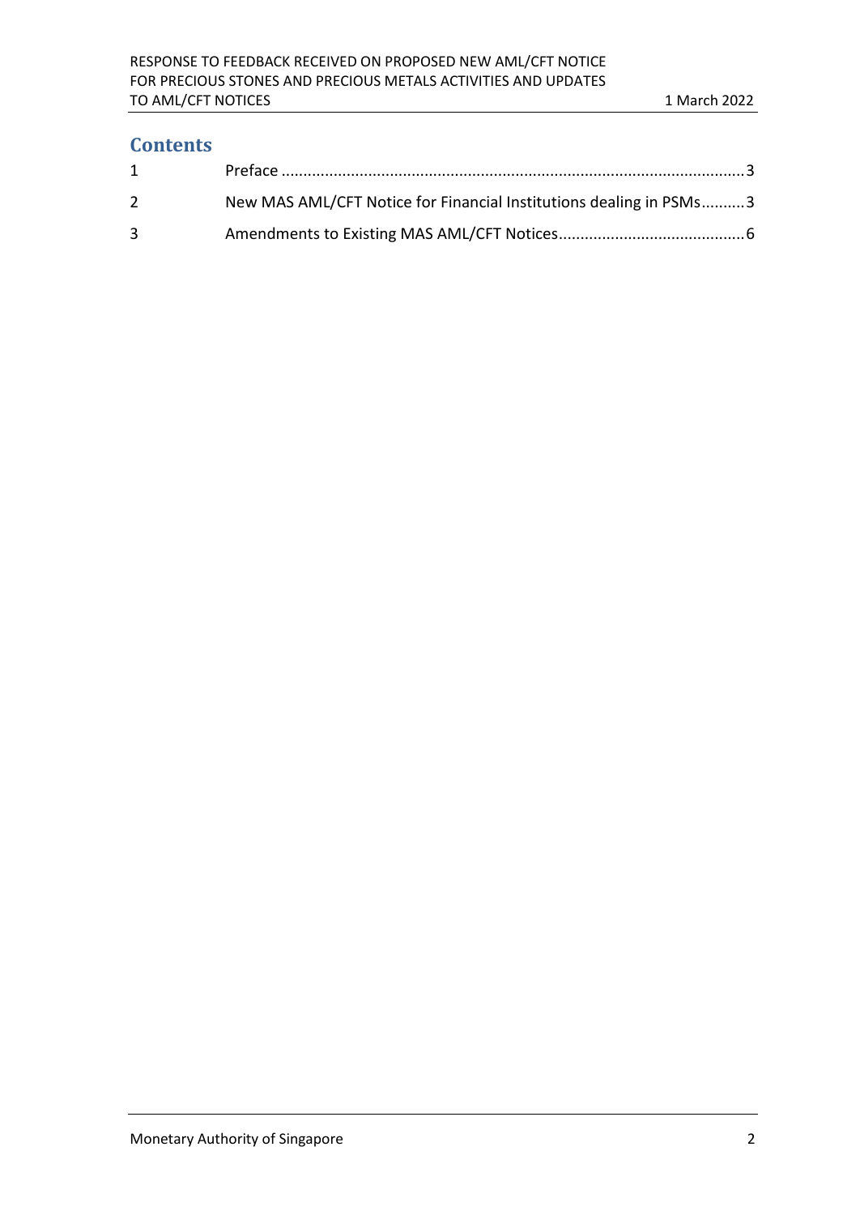## Contents

| | | |
|---|---|---|
| 1 | Preface | 3 |
| 2 | New MAS AML/CFT Notice for Financial Institutions dealing in PSMs | 3 |
| 3 | Amendments to Existing MAS AML/CFT Notices | 6 |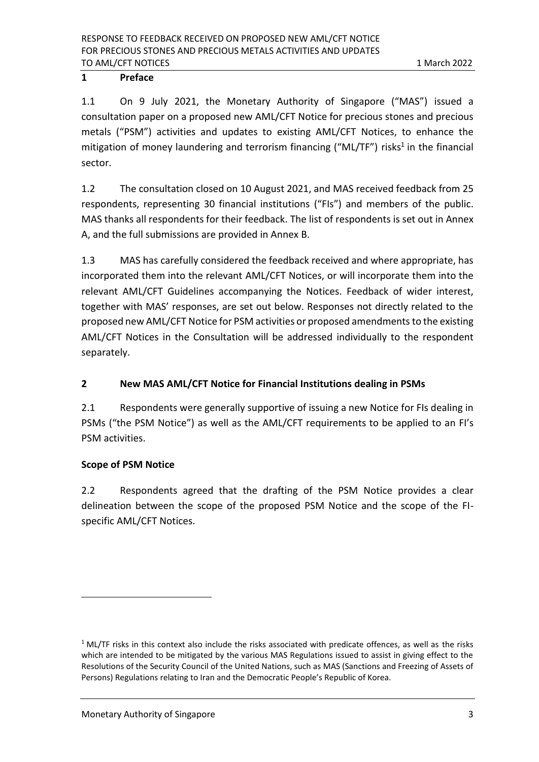## 1 Preface

1.1 On 9 July 2021, the Monetary Authority of Singapore ("MAS") issued a consultation paper on a proposed new AML/CFT Notice for precious stones and precious metals ("PSM") activities and updates to existing AML/CFT Notices, to enhance the mitigation of money laundering and terrorism financing ("ML/TF") risks[1] in the financial sector.

1.2 The consultation closed on 10 August 2021, and MAS received feedback from 25 respondents, representing 30 financial institutions ("FIs") and members of the public. MAS thanks all respondents for their feedback. The list of respondents is set out in Annex A, and the full submissions are provided in Annex B.

1.3 MAS has carefully considered the feedback received and where appropriate, has incorporated them into the relevant AML/CFT Notices, or will incorporate them into the relevant AML/CFT Guidelines accompanying the Notices. Feedback of wider interest, together with MAS' responses, are set out below. Responses not directly related to the proposed new AML/CFT Notice for PSM activities or proposed amendments to the existing AML/CFT Notices in the Consultation will be addressed individually to the respondent separately.

## 2 New MAS AML/CFT Notice for Financial Institutions dealing in PSMs

2.1 Respondents were generally supportive of issuing a new Notice for FIs dealing in PSMs ("the PSM Notice") as well as the AML/CFT requirements to be applied to an FI's PSM activities.

### Scope of PSM Notice

2.2 Respondents agreed that the drafting of the PSM Notice provides a clear delineation between the scope of the proposed PSM Notice and the scope of the FI-specific AML/CFT Notices.

---

[1] ML/TF risks in this context also include the risks associated with predicate offences, as well as the risks which are intended to be mitigated by the various MAS Regulations issued to assist in giving effect to the Resolutions of the Security Council of the United Nations, such as MAS (Sanctions and Freezing of Assets of Persons) Regulations relating to Iran and the Democratic People's Republic of Korea.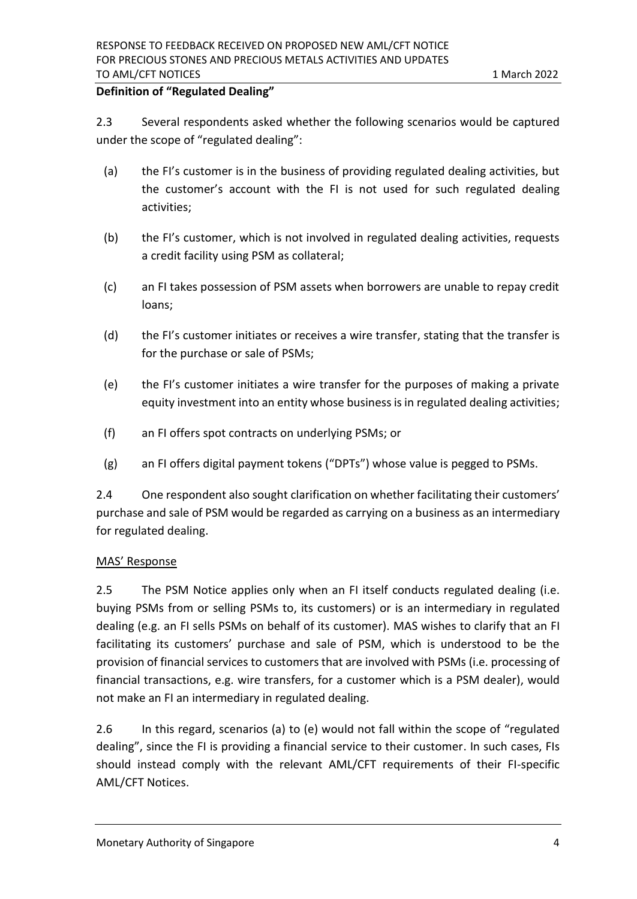**Definition of "Regulated Dealing"**

2.3 Several respondents asked whether the following scenarios would be captured under the scope of "regulated dealing":

(a) the FI's customer is in the business of providing regulated dealing activities, but the customer's account with the FI is not used for such regulated dealing activities;

(b) the FI's customer, which is not involved in regulated dealing activities, requests a credit facility using PSM as collateral;

(c) an FI takes possession of PSM assets when borrowers are unable to repay credit loans;

(d) the FI's customer initiates or receives a wire transfer, stating that the transfer is for the purchase or sale of PSMs;

(e) the FI's customer initiates a wire transfer for the purposes of making a private equity investment into an entity whose business is in regulated dealing activities;

(f) an FI offers spot contracts on underlying PSMs; or

(g) an FI offers digital payment tokens ("DPTs") whose value is pegged to PSMs.

2.4 One respondent also sought clarification on whether facilitating their customers' purchase and sale of PSM would be regarded as carrying on a business as an intermediary for regulated dealing.

<u>MAS' Response</u>

2.5 The PSM Notice applies only when an FI itself conducts regulated dealing (i.e. buying PSMs from or selling PSMs to, its customers) or is an intermediary in regulated dealing (e.g. an FI sells PSMs on behalf of its customer). MAS wishes to clarify that an FI facilitating its customers' purchase and sale of PSM, which is understood to be the provision of financial services to customers that are involved with PSMs (i.e. processing of financial transactions, e.g. wire transfers, for a customer which is a PSM dealer), would not make an FI an intermediary in regulated dealing.

2.6 In this regard, scenarios (a) to (e) would not fall within the scope of "regulated dealing", since the FI is providing a financial service to their customer. In such cases, FIs should instead comply with the relevant AML/CFT requirements of their FI-specific AML/CFT Notices.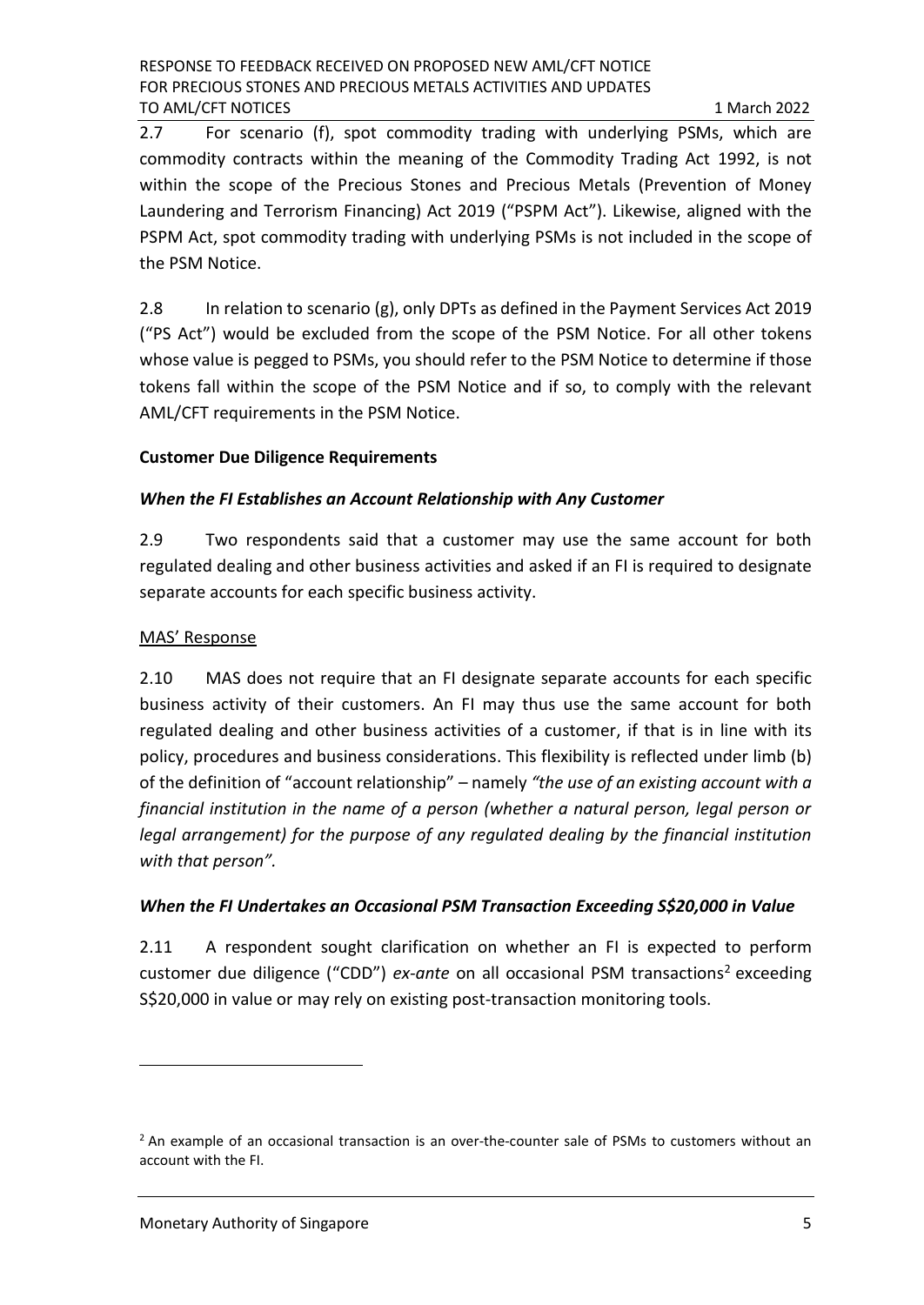2.7 For scenario (f), spot commodity trading with underlying PSMs, which are commodity contracts within the meaning of the Commodity Trading Act 1992, is not within the scope of the Precious Stones and Precious Metals (Prevention of Money Laundering and Terrorism Financing) Act 2019 ("PSPM Act"). Likewise, aligned with the PSPM Act, spot commodity trading with underlying PSMs is not included in the scope of the PSM Notice.

2.8 In relation to scenario (g), only DPTs as defined in the Payment Services Act 2019 ("PS Act") would be excluded from the scope of the PSM Notice. For all other tokens whose value is pegged to PSMs, you should refer to the PSM Notice to determine if those tokens fall within the scope of the PSM Notice and if so, to comply with the relevant AML/CFT requirements in the PSM Notice.

**Customer Due Diligence Requirements**

***When the FI Establishes an Account Relationship with Any Customer***

2.9 Two respondents said that a customer may use the same account for both regulated dealing and other business activities and asked if an FI is required to designate separate accounts for each specific business activity.

MAS' Response

2.10 MAS does not require that an FI designate separate accounts for each specific business activity of their customers. An FI may thus use the same account for both regulated dealing and other business activities of a customer, if that is in line with its policy, procedures and business considerations. This flexibility is reflected under limb (b) of the definition of "account relationship" – namely *"the use of an existing account with a financial institution in the name of a person (whether a natural person, legal person or legal arrangement) for the purpose of any regulated dealing by the financial institution with that person".*

***When the FI Undertakes an Occasional PSM Transaction Exceeding S$20,000 in Value***

2.11 A respondent sought clarification on whether an FI is expected to perform customer due diligence ("CDD") *ex-ante* on all occasional PSM transactions[2] exceeding S$20,000 in value or may rely on existing post-transaction monitoring tools.

[2] An example of an occasional transaction is an over-the-counter sale of PSMs to customers without an account with the FI.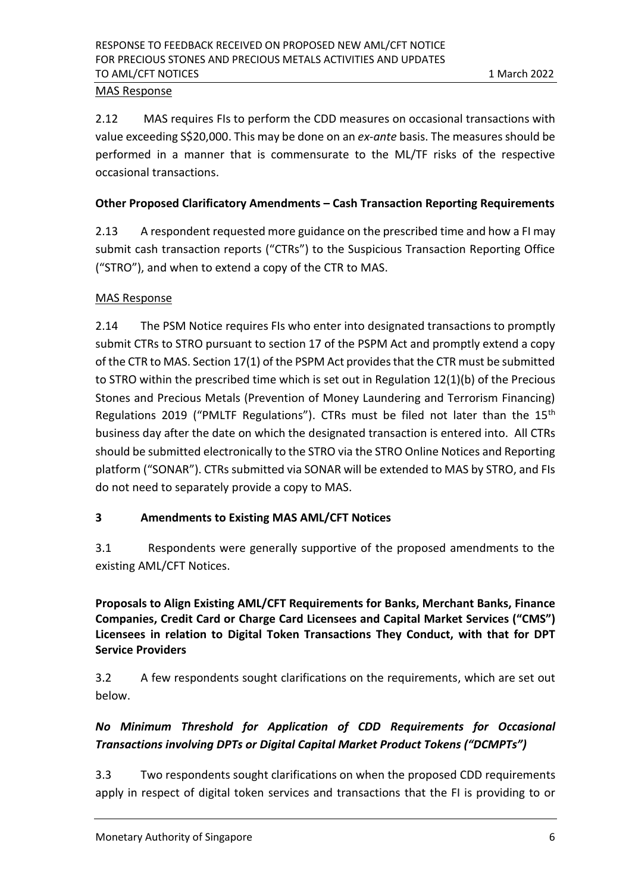MAS Response

2.12 MAS requires FIs to perform the CDD measures on occasional transactions with value exceeding S$20,000. This may be done on an *ex-ante* basis. The measures should be performed in a manner that is commensurate to the ML/TF risks of the respective occasional transactions.

**Other Proposed Clarificatory Amendments – Cash Transaction Reporting Requirements**

2.13 A respondent requested more guidance on the prescribed time and how a FI may submit cash transaction reports ("CTRs") to the Suspicious Transaction Reporting Office ("STRO"), and when to extend a copy of the CTR to MAS.

MAS Response

2.14 The PSM Notice requires FIs who enter into designated transactions to promptly submit CTRs to STRO pursuant to section 17 of the PSPM Act and promptly extend a copy of the CTR to MAS. Section 17(1) of the PSPM Act provides that the CTR must be submitted to STRO within the prescribed time which is set out in Regulation 12(1)(b) of the Precious Stones and Precious Metals (Prevention of Money Laundering and Terrorism Financing) Regulations 2019 ("PMLTF Regulations"). CTRs must be filed not later than the 15th business day after the date on which the designated transaction is entered into. All CTRs should be submitted electronically to the STRO via the STRO Online Notices and Reporting platform ("SONAR"). CTRs submitted via SONAR will be extended to MAS by STRO, and FIs do not need to separately provide a copy to MAS.

## 3 Amendments to Existing MAS AML/CFT Notices

3.1 Respondents were generally supportive of the proposed amendments to the existing AML/CFT Notices.

**Proposals to Align Existing AML/CFT Requirements for Banks, Merchant Banks, Finance Companies, Credit Card or Charge Card Licensees and Capital Market Services ("CMS") Licensees in relation to Digital Token Transactions They Conduct, with that for DPT Service Providers**

3.2 A few respondents sought clarifications on the requirements, which are set out below.

***No Minimum Threshold for Application of CDD Requirements for Occasional Transactions involving DPTs or Digital Capital Market Product Tokens ("DCMPTs")***

3.3 Two respondents sought clarifications on when the proposed CDD requirements apply in respect of digital token services and transactions that the FI is providing to or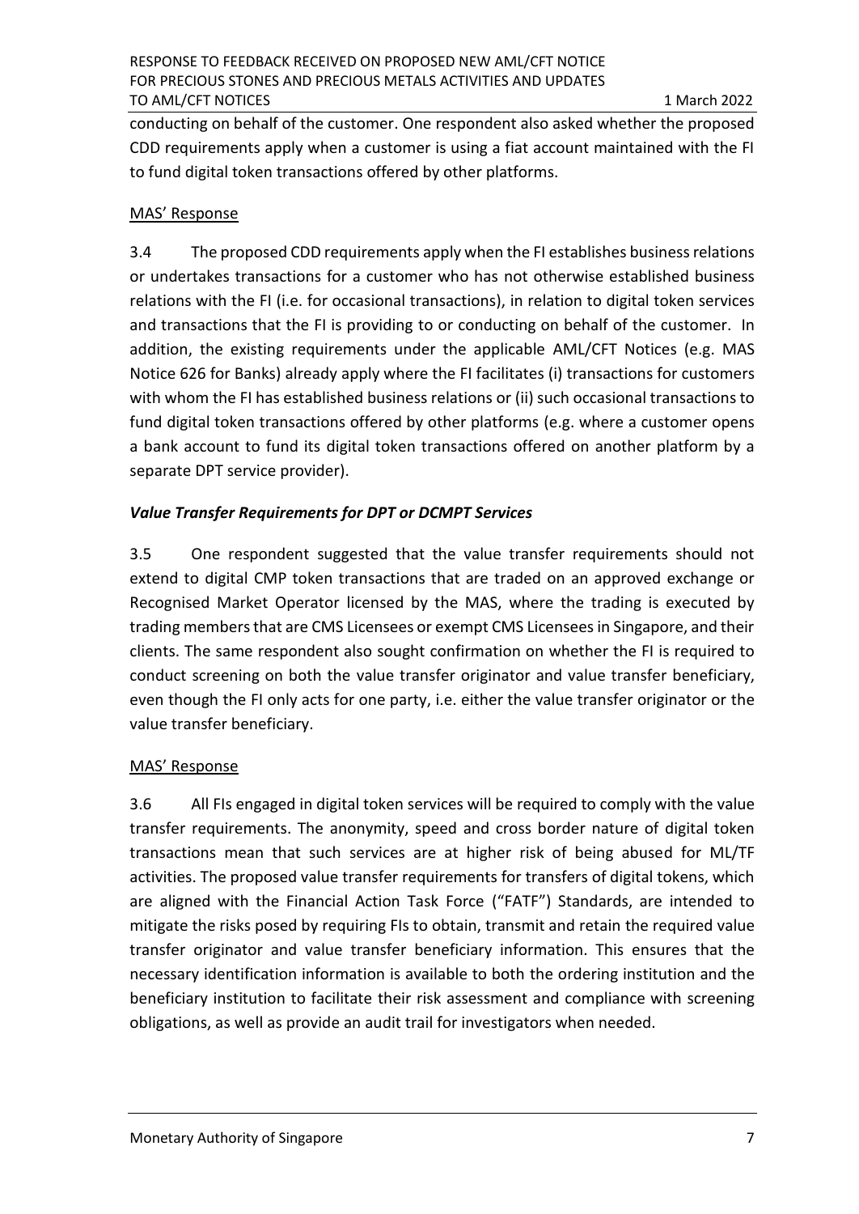conducting on behalf of the customer. One respondent also asked whether the proposed CDD requirements apply when a customer is using a fiat account maintained with the FI to fund digital token transactions offered by other platforms.

MAS' Response

3.4 The proposed CDD requirements apply when the FI establishes business relations or undertakes transactions for a customer who has not otherwise established business relations with the FI (i.e. for occasional transactions), in relation to digital token services and transactions that the FI is providing to or conducting on behalf of the customer. In addition, the existing requirements under the applicable AML/CFT Notices (e.g. MAS Notice 626 for Banks) already apply where the FI facilitates (i) transactions for customers with whom the FI has established business relations or (ii) such occasional transactions to fund digital token transactions offered by other platforms (e.g. where a customer opens a bank account to fund its digital token transactions offered on another platform by a separate DPT service provider).

### *Value Transfer Requirements for DPT or DCMPT Services*

3.5 One respondent suggested that the value transfer requirements should not extend to digital CMP token transactions that are traded on an approved exchange or Recognised Market Operator licensed by the MAS, where the trading is executed by trading members that are CMS Licensees or exempt CMS Licensees in Singapore, and their clients. The same respondent also sought confirmation on whether the FI is required to conduct screening on both the value transfer originator and value transfer beneficiary, even though the FI only acts for one party, i.e. either the value transfer originator or the value transfer beneficiary.

MAS' Response

3.6 All FIs engaged in digital token services will be required to comply with the value transfer requirements. The anonymity, speed and cross border nature of digital token transactions mean that such services are at higher risk of being abused for ML/TF activities. The proposed value transfer requirements for transfers of digital tokens, which are aligned with the Financial Action Task Force ("FATF") Standards, are intended to mitigate the risks posed by requiring FIs to obtain, transmit and retain the required value transfer originator and value transfer beneficiary information. This ensures that the necessary identification information is available to both the ordering institution and the beneficiary institution to facilitate their risk assessment and compliance with screening obligations, as well as provide an audit trail for investigators when needed.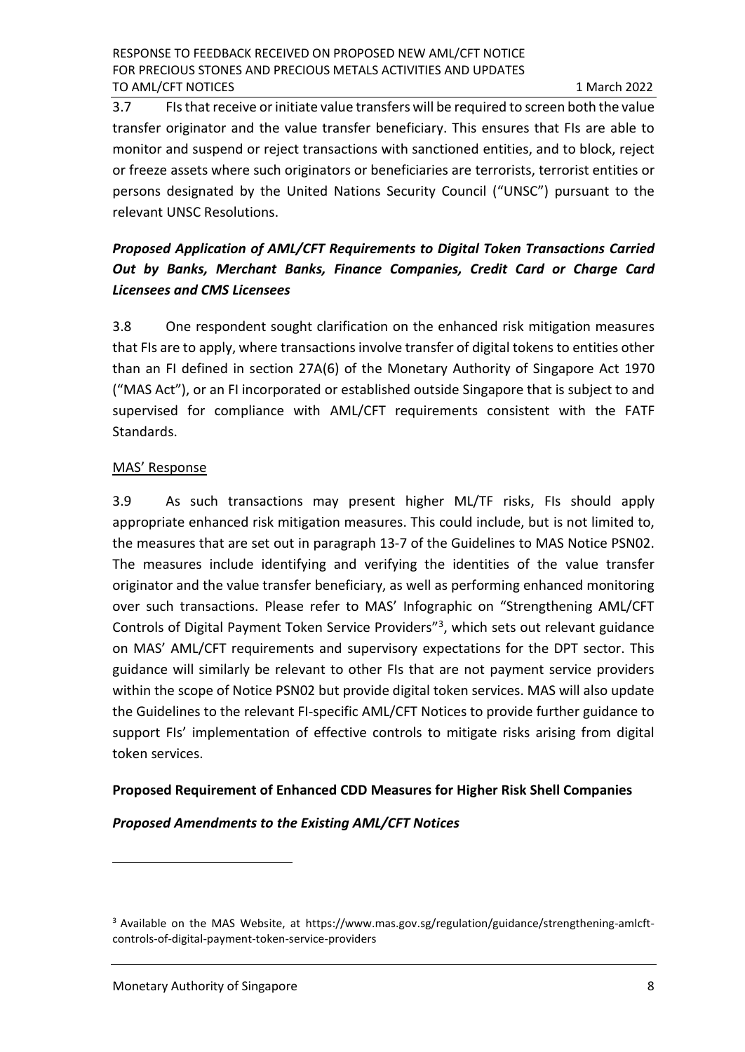3.7 FIs that receive or initiate value transfers will be required to screen both the value transfer originator and the value transfer beneficiary. This ensures that FIs are able to monitor and suspend or reject transactions with sanctioned entities, and to block, reject or freeze assets where such originators or beneficiaries are terrorists, terrorist entities or persons designated by the United Nations Security Council ("UNSC") pursuant to the relevant UNSC Resolutions.

***Proposed Application of AML/CFT Requirements to Digital Token Transactions Carried Out by Banks, Merchant Banks, Finance Companies, Credit Card or Charge Card Licensees and CMS Licensees***

3.8 One respondent sought clarification on the enhanced risk mitigation measures that FIs are to apply, where transactions involve transfer of digital tokens to entities other than an FI defined in section 27A(6) of the Monetary Authority of Singapore Act 1970 ("MAS Act"), or an FI incorporated or established outside Singapore that is subject to and supervised for compliance with AML/CFT requirements consistent with the FATF Standards.

<u>MAS' Response</u>

3.9 As such transactions may present higher ML/TF risks, FIs should apply appropriate enhanced risk mitigation measures. This could include, but is not limited to, the measures that are set out in paragraph 13-7 of the Guidelines to MAS Notice PSN02. The measures include identifying and verifying the identities of the value transfer originator and the value transfer beneficiary, as well as performing enhanced monitoring over such transactions. Please refer to MAS' Infographic on "Strengthening AML/CFT Controls of Digital Payment Token Service Providers"[3], which sets out relevant guidance on MAS' AML/CFT requirements and supervisory expectations for the DPT sector. This guidance will similarly be relevant to other FIs that are not payment service providers within the scope of Notice PSN02 but provide digital token services. MAS will also update the Guidelines to the relevant FI-specific AML/CFT Notices to provide further guidance to support FIs' implementation of effective controls to mitigate risks arising from digital token services.

**Proposed Requirement of Enhanced CDD Measures for Higher Risk Shell Companies**

***Proposed Amendments to the Existing AML/CFT Notices***

---

[3] Available on the MAS Website, at https://www.mas.gov.sg/regulation/guidance/strengthening-amlcft-controls-of-digital-payment-token-service-providers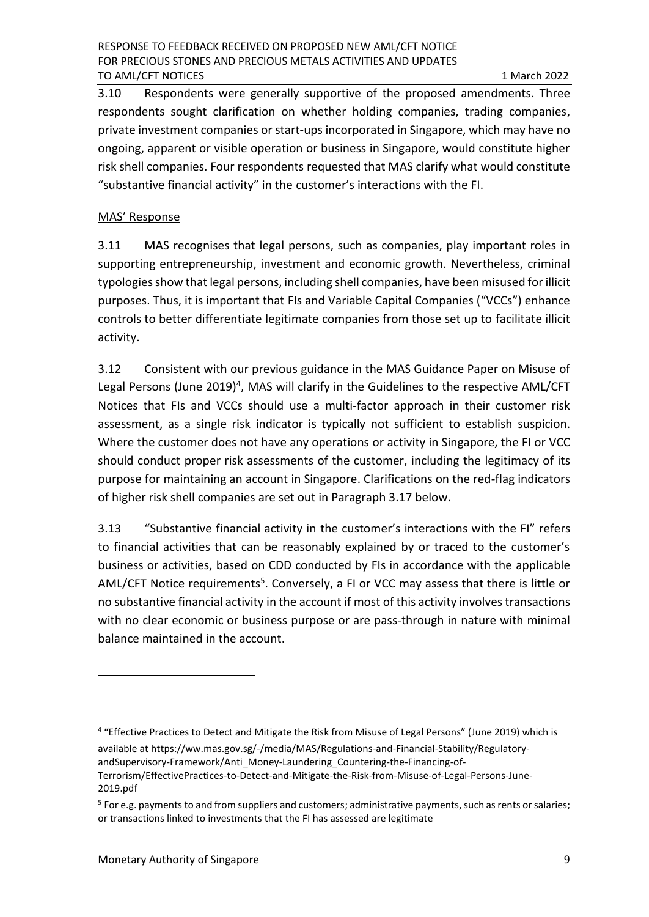3.10 Respondents were generally supportive of the proposed amendments. Three respondents sought clarification on whether holding companies, trading companies, private investment companies or start-ups incorporated in Singapore, which may have no ongoing, apparent or visible operation or business in Singapore, would constitute higher risk shell companies. Four respondents requested that MAS clarify what would constitute "substantive financial activity" in the customer's interactions with the FI.

MAS' Response

3.11 MAS recognises that legal persons, such as companies, play important roles in supporting entrepreneurship, investment and economic growth. Nevertheless, criminal typologies show that legal persons, including shell companies, have been misused for illicit purposes. Thus, it is important that FIs and Variable Capital Companies ("VCCs") enhance controls to better differentiate legitimate companies from those set up to facilitate illicit activity.

3.12 Consistent with our previous guidance in the MAS Guidance Paper on Misuse of Legal Persons (June 2019)[4], MAS will clarify in the Guidelines to the respective AML/CFT Notices that FIs and VCCs should use a multi-factor approach in their customer risk assessment, as a single risk indicator is typically not sufficient to establish suspicion. Where the customer does not have any operations or activity in Singapore, the FI or VCC should conduct proper risk assessments of the customer, including the legitimacy of its purpose for maintaining an account in Singapore. Clarifications on the red-flag indicators of higher risk shell companies are set out in Paragraph 3.17 below.

3.13 "Substantive financial activity in the customer's interactions with the FI" refers to financial activities that can be reasonably explained by or traced to the customer's business or activities, based on CDD conducted by FIs in accordance with the applicable AML/CFT Notice requirements[5]. Conversely, a FI or VCC may assess that there is little or no substantive financial activity in the account if most of this activity involves transactions with no clear economic or business purpose or are pass-through in nature with minimal balance maintained in the account.

[4] "Effective Practices to Detect and Mitigate the Risk from Misuse of Legal Persons" (June 2019) which is available at https://ww.mas.gov.sg/-/media/MAS/Regulations-and-Financial-Stability/Regulatory-andSupervisory-Framework/Anti_Money-Laundering_Countering-the-Financing-of-Terrorism/EffectivePractices-to-Detect-and-Mitigate-the-Risk-from-Misuse-of-Legal-Persons-June-2019.pdf

[5] For e.g. payments to and from suppliers and customers; administrative payments, such as rents or salaries; or transactions linked to investments that the FI has assessed are legitimate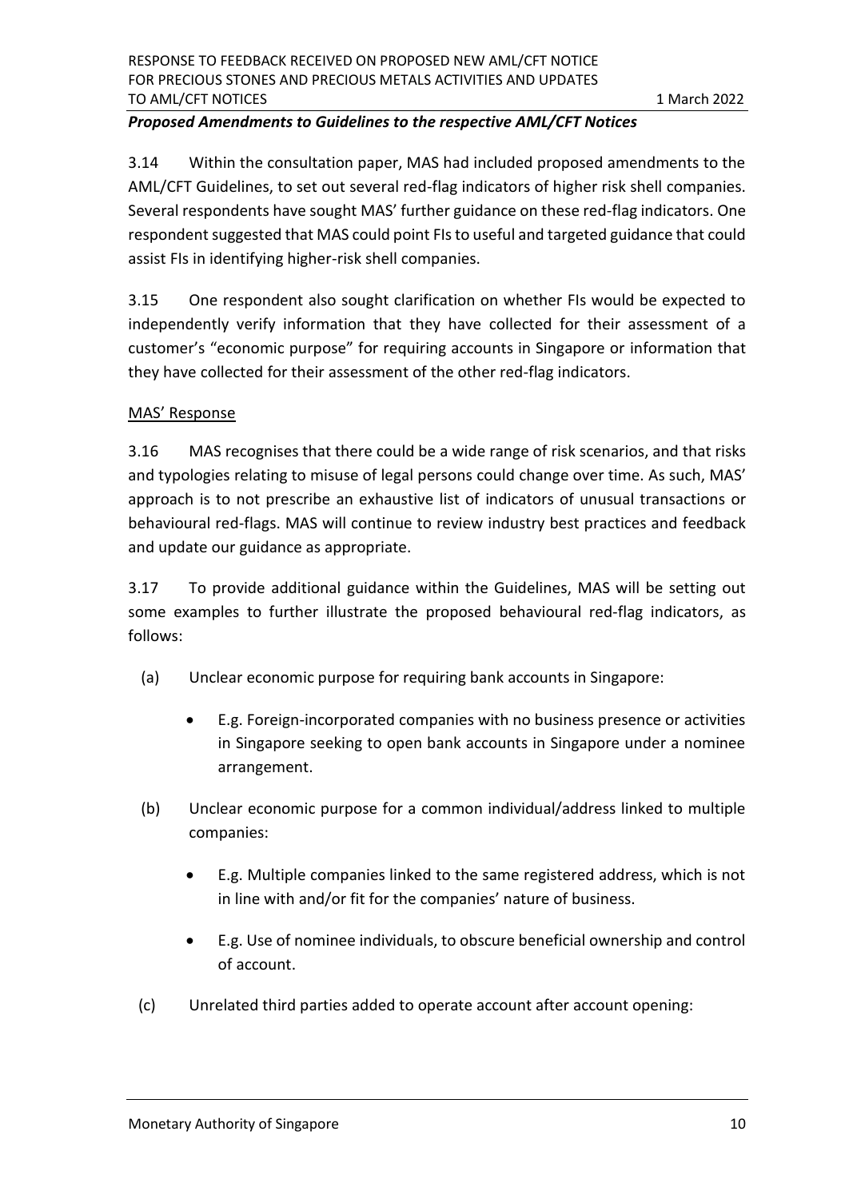***Proposed Amendments to Guidelines to the respective AML/CFT Notices***

3.14 Within the consultation paper, MAS had included proposed amendments to the AML/CFT Guidelines, to set out several red-flag indicators of higher risk shell companies. Several respondents have sought MAS' further guidance on these red-flag indicators. One respondent suggested that MAS could point FIs to useful and targeted guidance that could assist FIs in identifying higher-risk shell companies.

3.15 One respondent also sought clarification on whether FIs would be expected to independently verify information that they have collected for their assessment of a customer's "economic purpose" for requiring accounts in Singapore or information that they have collected for their assessment of the other red-flag indicators.

<u>MAS' Response</u>

3.16 MAS recognises that there could be a wide range of risk scenarios, and that risks and typologies relating to misuse of legal persons could change over time. As such, MAS' approach is to not prescribe an exhaustive list of indicators of unusual transactions or behavioural red-flags. MAS will continue to review industry best practices and feedback and update our guidance as appropriate.

3.17 To provide additional guidance within the Guidelines, MAS will be setting out some examples to further illustrate the proposed behavioural red-flag indicators, as follows:

(a) Unclear economic purpose for requiring bank accounts in Singapore:

- E.g. Foreign-incorporated companies with no business presence or activities in Singapore seeking to open bank accounts in Singapore under a nominee arrangement.

(b) Unclear economic purpose for a common individual/address linked to multiple companies:

- E.g. Multiple companies linked to the same registered address, which is not in line with and/or fit for the companies' nature of business.

- E.g. Use of nominee individuals, to obscure beneficial ownership and control of account.

(c) Unrelated third parties added to operate account after account opening: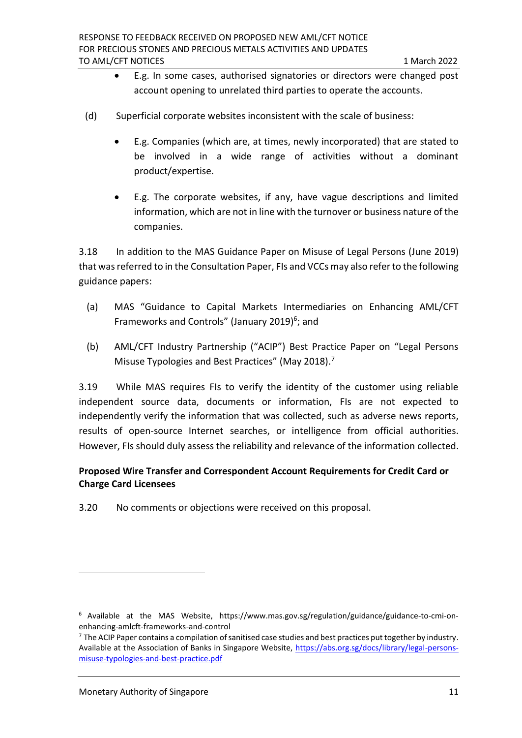- E.g. In some cases, authorised signatories or directors were changed post account opening to unrelated third parties to operate the accounts.

(d) Superficial corporate websites inconsistent with the scale of business:

- E.g. Companies (which are, at times, newly incorporated) that are stated to be involved in a wide range of activities without a dominant product/expertise.
- E.g. The corporate websites, if any, have vague descriptions and limited information, which are not in line with the turnover or business nature of the companies.

3.18 In addition to the MAS Guidance Paper on Misuse of Legal Persons (June 2019) that was referred to in the Consultation Paper, FIs and VCCs may also refer to the following guidance papers:

(a) MAS "Guidance to Capital Markets Intermediaries on Enhancing AML/CFT Frameworks and Controls" (January 2019)[6]; and

(b) AML/CFT Industry Partnership ("ACIP") Best Practice Paper on "Legal Persons Misuse Typologies and Best Practices" (May 2018).[7]

3.19 While MAS requires FIs to verify the identity of the customer using reliable independent source data, documents or information, FIs are not expected to independently verify the information that was collected, such as adverse news reports, results of open-source Internet searches, or intelligence from official authorities. However, FIs should duly assess the reliability and relevance of the information collected.

**Proposed Wire Transfer and Correspondent Account Requirements for Credit Card or Charge Card Licensees**

3.20 No comments or objections were received on this proposal.

---

[6] Available at the MAS Website, https://www.mas.gov.sg/regulation/guidance/guidance-to-cmi-on-enhancing-amlcft-frameworks-and-control

[7] The ACIP Paper contains a compilation of sanitised case studies and best practices put together by industry. Available at the Association of Banks in Singapore Website, https://abs.org.sg/docs/library/legal-persons-misuse-typologies-and-best-practice.pdf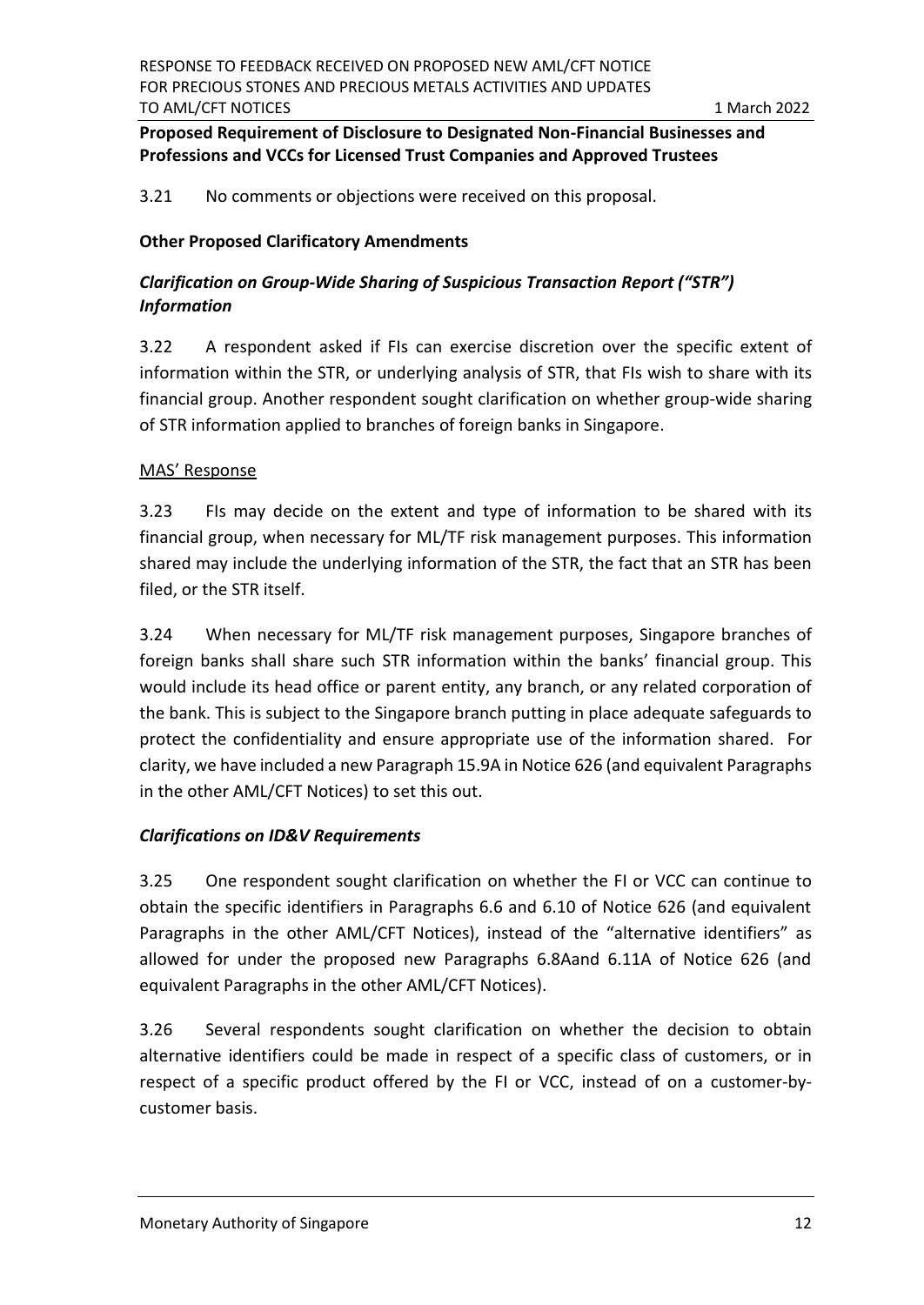**Proposed Requirement of Disclosure to Designated Non-Financial Businesses and Professions and VCCs for Licensed Trust Companies and Approved Trustees**

3.21 No comments or objections were received on this proposal.

**Other Proposed Clarificatory Amendments**

***Clarification on Group-Wide Sharing of Suspicious Transaction Report ("STR") Information***

3.22 A respondent asked if FIs can exercise discretion over the specific extent of information within the STR, or underlying analysis of STR, that FIs wish to share with its financial group. Another respondent sought clarification on whether group-wide sharing of STR information applied to branches of foreign banks in Singapore.

MAS' Response

3.23 FIs may decide on the extent and type of information to be shared with its financial group, when necessary for ML/TF risk management purposes. This information shared may include the underlying information of the STR, the fact that an STR has been filed, or the STR itself.

3.24 When necessary for ML/TF risk management purposes, Singapore branches of foreign banks shall share such STR information within the banks' financial group. This would include its head office or parent entity, any branch, or any related corporation of the bank. This is subject to the Singapore branch putting in place adequate safeguards to protect the confidentiality and ensure appropriate use of the information shared. For clarity, we have included a new Paragraph 15.9A in Notice 626 (and equivalent Paragraphs in the other AML/CFT Notices) to set this out.

***Clarifications on ID&V Requirements***

3.25 One respondent sought clarification on whether the FI or VCC can continue to obtain the specific identifiers in Paragraphs 6.6 and 6.10 of Notice 626 (and equivalent Paragraphs in the other AML/CFT Notices), instead of the "alternative identifiers" as allowed for under the proposed new Paragraphs 6.8Aand 6.11A of Notice 626 (and equivalent Paragraphs in the other AML/CFT Notices).

3.26 Several respondents sought clarification on whether the decision to obtain alternative identifiers could be made in respect of a specific class of customers, or in respect of a specific product offered by the FI or VCC, instead of on a customer-by-customer basis.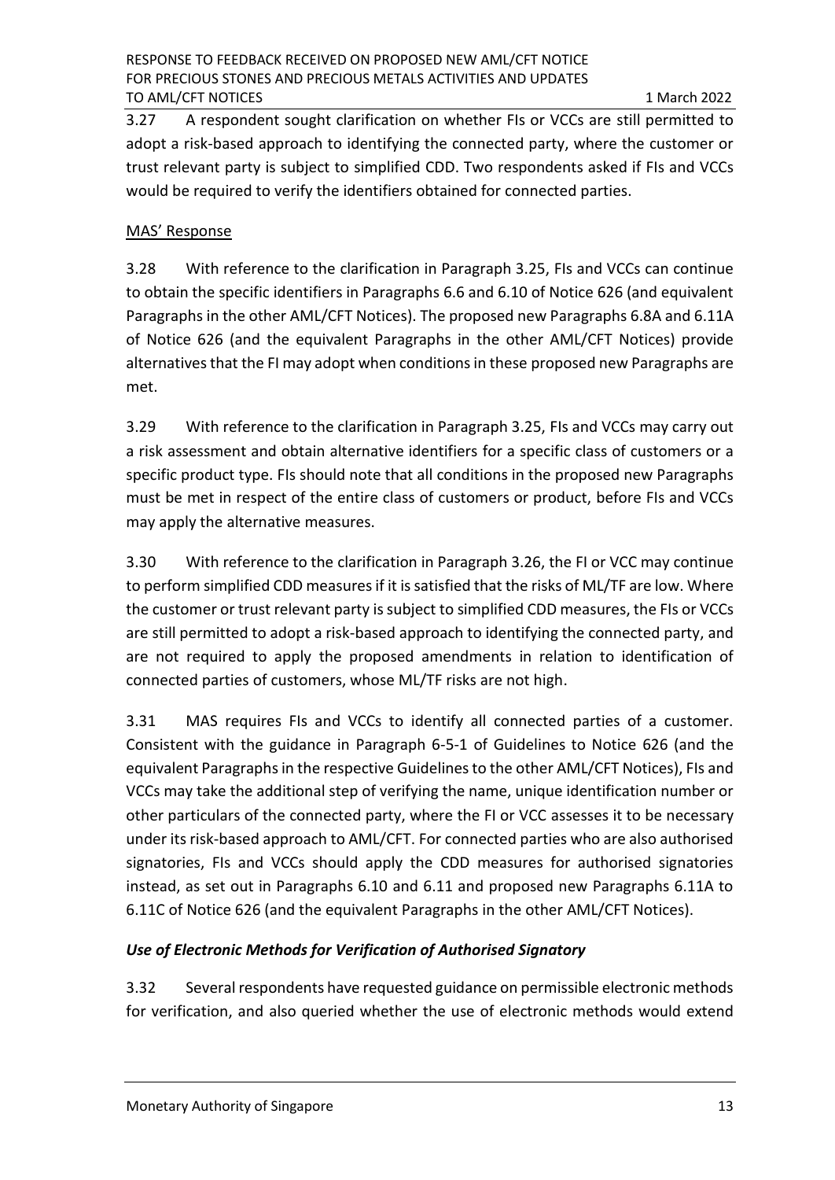3.27 A respondent sought clarification on whether FIs or VCCs are still permitted to adopt a risk-based approach to identifying the connected party, where the customer or trust relevant party is subject to simplified CDD. Two respondents asked if FIs and VCCs would be required to verify the identifiers obtained for connected parties.

MAS' Response

3.28 With reference to the clarification in Paragraph 3.25, FIs and VCCs can continue to obtain the specific identifiers in Paragraphs 6.6 and 6.10 of Notice 626 (and equivalent Paragraphs in the other AML/CFT Notices). The proposed new Paragraphs 6.8A and 6.11A of Notice 626 (and the equivalent Paragraphs in the other AML/CFT Notices) provide alternatives that the FI may adopt when conditions in these proposed new Paragraphs are met.

3.29 With reference to the clarification in Paragraph 3.25, FIs and VCCs may carry out a risk assessment and obtain alternative identifiers for a specific class of customers or a specific product type. FIs should note that all conditions in the proposed new Paragraphs must be met in respect of the entire class of customers or product, before FIs and VCCs may apply the alternative measures.

3.30 With reference to the clarification in Paragraph 3.26, the FI or VCC may continue to perform simplified CDD measures if it is satisfied that the risks of ML/TF are low. Where the customer or trust relevant party is subject to simplified CDD measures, the FIs or VCCs are still permitted to adopt a risk-based approach to identifying the connected party, and are not required to apply the proposed amendments in relation to identification of connected parties of customers, whose ML/TF risks are not high.

3.31 MAS requires FIs and VCCs to identify all connected parties of a customer. Consistent with the guidance in Paragraph 6-5-1 of Guidelines to Notice 626 (and the equivalent Paragraphs in the respective Guidelines to the other AML/CFT Notices), FIs and VCCs may take the additional step of verifying the name, unique identification number or other particulars of the connected party, where the FI or VCC assesses it to be necessary under its risk-based approach to AML/CFT. For connected parties who are also authorised signatories, FIs and VCCs should apply the CDD measures for authorised signatories instead, as set out in Paragraphs 6.10 and 6.11 and proposed new Paragraphs 6.11A to 6.11C of Notice 626 (and the equivalent Paragraphs in the other AML/CFT Notices).

### *Use of Electronic Methods for Verification of Authorised Signatory*

3.32 Several respondents have requested guidance on permissible electronic methods for verification, and also queried whether the use of electronic methods would extend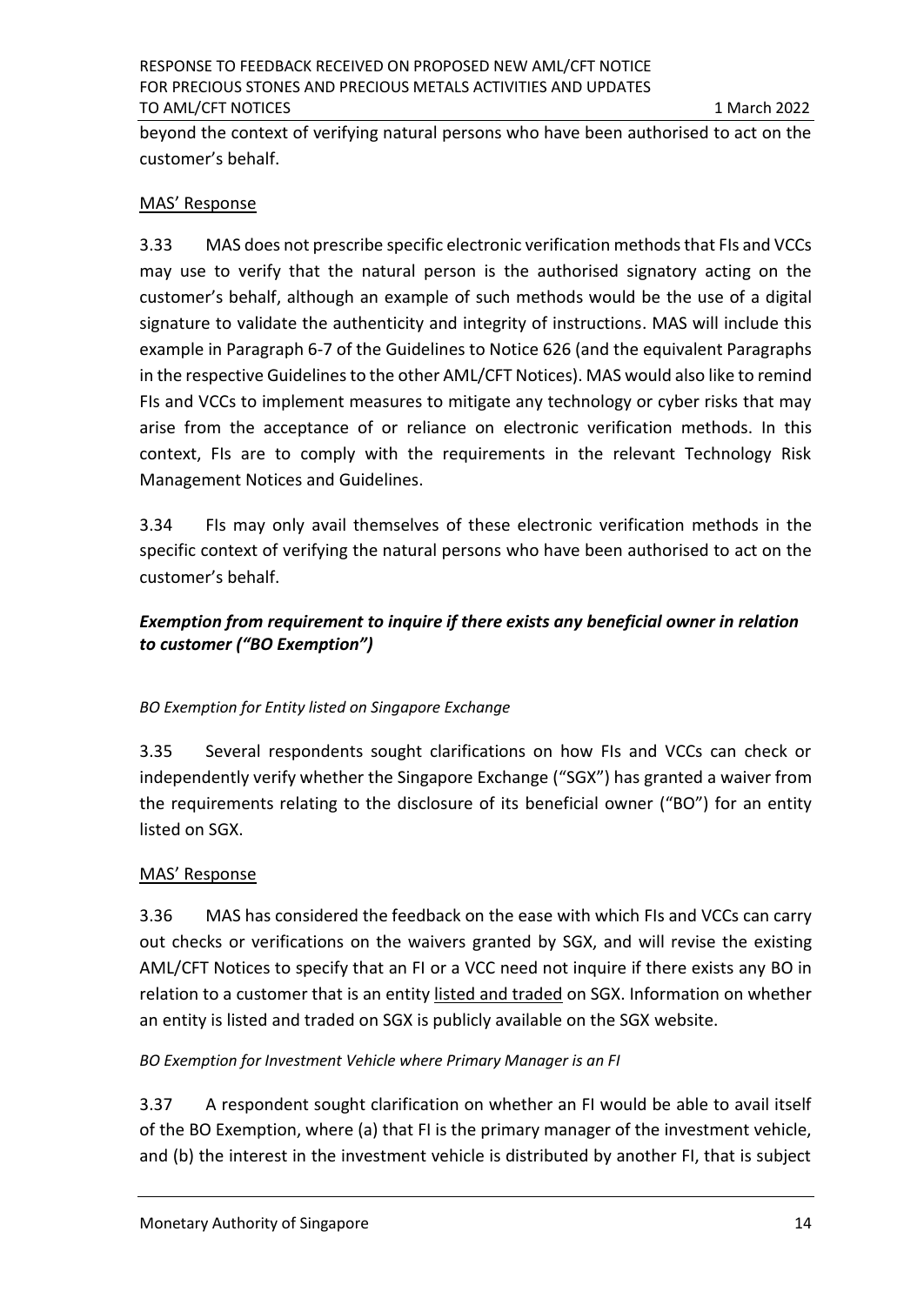beyond the context of verifying natural persons who have been authorised to act on the customer's behalf.

MAS' Response

3.33 MAS does not prescribe specific electronic verification methods that FIs and VCCs may use to verify that the natural person is the authorised signatory acting on the customer's behalf, although an example of such methods would be the use of a digital signature to validate the authenticity and integrity of instructions. MAS will include this example in Paragraph 6-7 of the Guidelines to Notice 626 (and the equivalent Paragraphs in the respective Guidelines to the other AML/CFT Notices). MAS would also like to remind FIs and VCCs to implement measures to mitigate any technology or cyber risks that may arise from the acceptance of or reliance on electronic verification methods. In this context, FIs are to comply with the requirements in the relevant Technology Risk Management Notices and Guidelines.

3.34 FIs may only avail themselves of these electronic verification methods in the specific context of verifying the natural persons who have been authorised to act on the customer's behalf.

### *Exemption from requirement to inquire if there exists any beneficial owner in relation to customer ("BO Exemption")*

*BO Exemption for Entity listed on Singapore Exchange*

3.35 Several respondents sought clarifications on how FIs and VCCs can check or independently verify whether the Singapore Exchange ("SGX") has granted a waiver from the requirements relating to the disclosure of its beneficial owner ("BO") for an entity listed on SGX.

MAS' Response

3.36 MAS has considered the feedback on the ease with which FIs and VCCs can carry out checks or verifications on the waivers granted by SGX, and will revise the existing AML/CFT Notices to specify that an FI or a VCC need not inquire if there exists any BO in relation to a customer that is an entity listed and traded on SGX. Information on whether an entity is listed and traded on SGX is publicly available on the SGX website.

*BO Exemption for Investment Vehicle where Primary Manager is an FI*

3.37 A respondent sought clarification on whether an FI would be able to avail itself of the BO Exemption, where (a) that FI is the primary manager of the investment vehicle, and (b) the interest in the investment vehicle is distributed by another FI, that is subject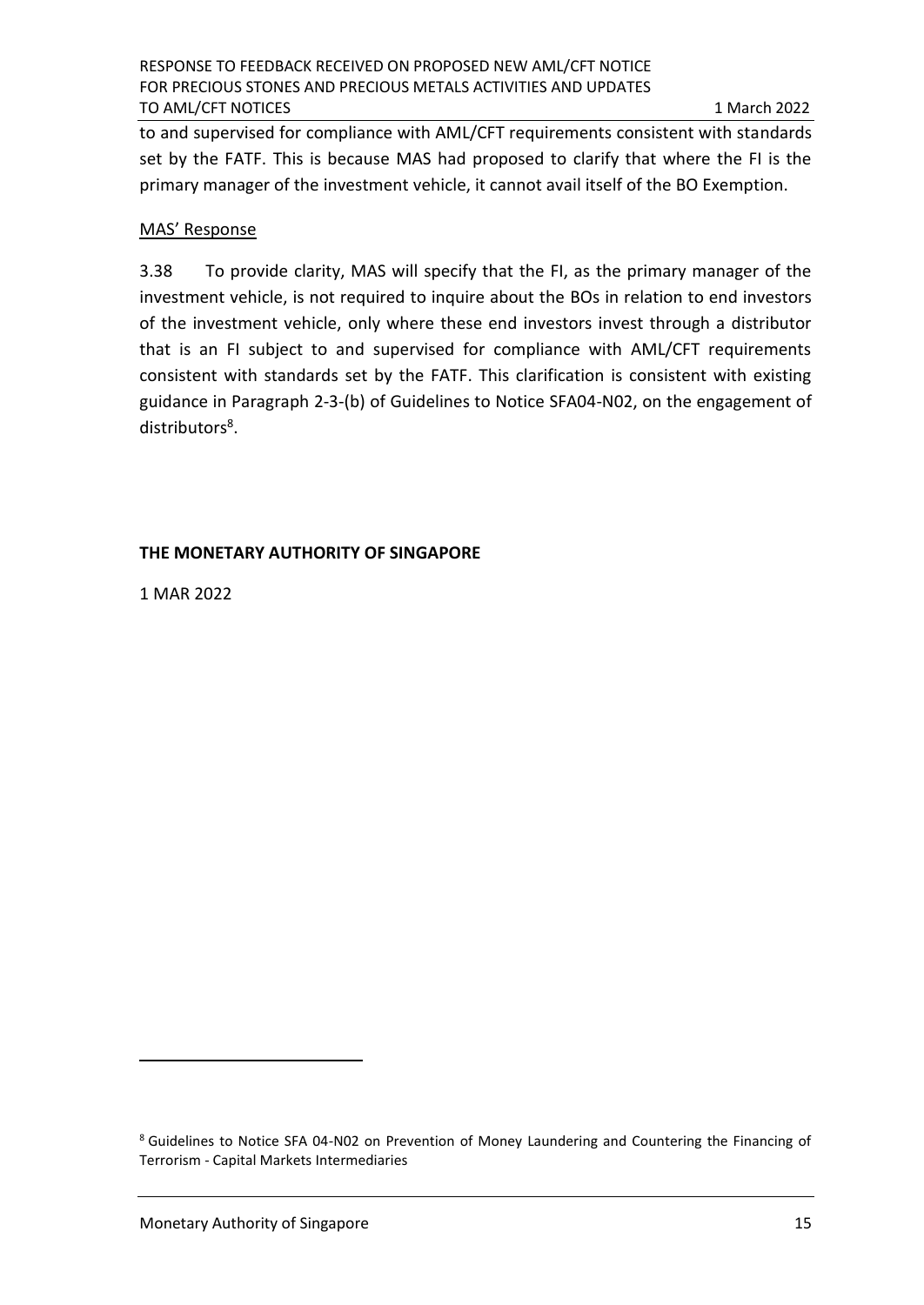to and supervised for compliance with AML/CFT requirements consistent with standards set by the FATF. This is because MAS had proposed to clarify that where the FI is the primary manager of the investment vehicle, it cannot avail itself of the BO Exemption.

MAS' Response

3.38 To provide clarity, MAS will specify that the FI, as the primary manager of the investment vehicle, is not required to inquire about the BOs in relation to end investors of the investment vehicle, only where these end investors invest through a distributor that is an FI subject to and supervised for compliance with AML/CFT requirements consistent with standards set by the FATF. This clarification is consistent with existing guidance in Paragraph 2-3-(b) of Guidelines to Notice SFA04-N02, on the engagement of distributors[8].

**THE MONETARY AUTHORITY OF SINGAPORE**

1 MAR 2022

[8] Guidelines to Notice SFA 04-N02 on Prevention of Money Laundering and Countering the Financing of Terrorism - Capital Markets Intermediaries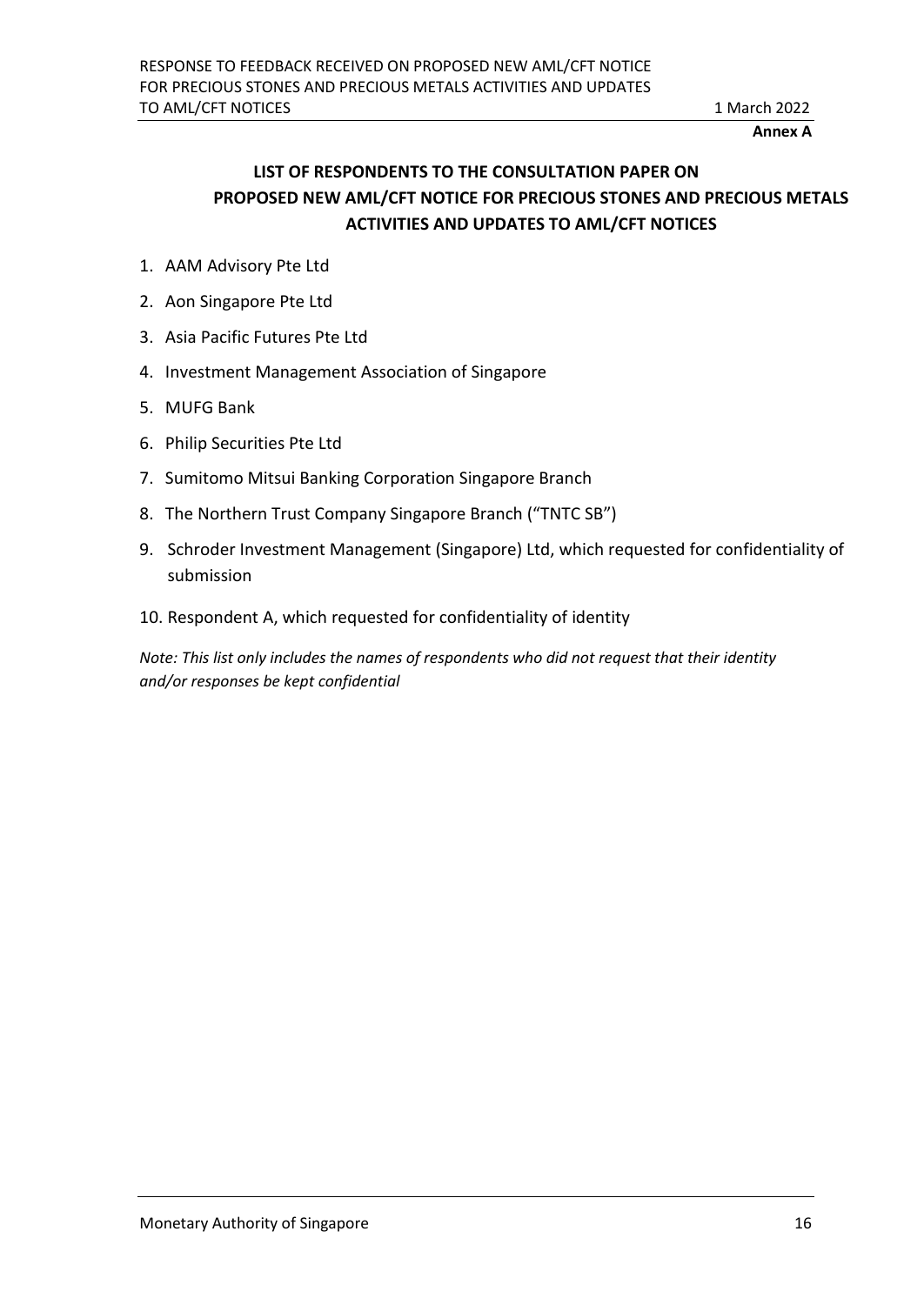**Annex A**

## LIST OF RESPONDENTS TO THE CONSULTATION PAPER ON PROPOSED NEW AML/CFT NOTICE FOR PRECIOUS STONES AND PRECIOUS METALS ACTIVITIES AND UPDATES TO AML/CFT NOTICES

1. AAM Advisory Pte Ltd
2. Aon Singapore Pte Ltd
3. Asia Pacific Futures Pte Ltd
4. Investment Management Association of Singapore
5. MUFG Bank
6. Philip Securities Pte Ltd
7. Sumitomo Mitsui Banking Corporation Singapore Branch
8. The Northern Trust Company Singapore Branch ("TNTC SB")
9. Schroder Investment Management (Singapore) Ltd, which requested for confidentiality of submission
10. Respondent A, which requested for confidentiality of identity

*Note: This list only includes the names of respondents who did not request that their identity and/or responses be kept confidential*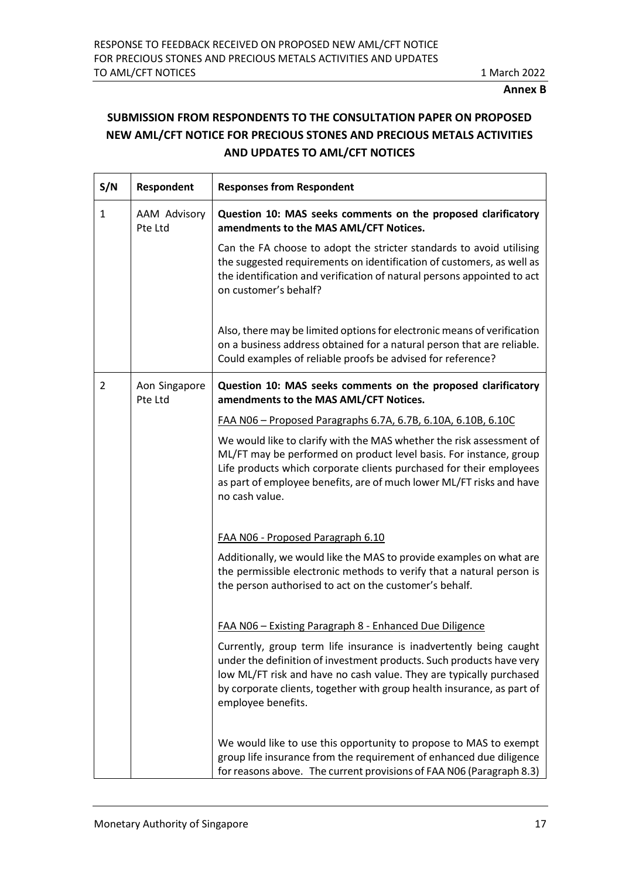**Annex B**

## SUBMISSION FROM RESPONDENTS TO THE CONSULTATION PAPER ON PROPOSED NEW AML/CFT NOTICE FOR PRECIOUS STONES AND PRECIOUS METALS ACTIVITIES AND UPDATES TO AML/CFT NOTICES

| S/N | Respondent | Responses from Respondent |
|---|---|---|
| 1 | AAM Advisory Pte Ltd | **Question 10: MAS seeks comments on the proposed clarificatory amendments to the MAS AML/CFT Notices.**<br><br>Can the FA choose to adopt the stricter standards to avoid utilising the suggested requirements on identification of customers, as well as the identification and verification of natural persons appointed to act on customer's behalf?<br><br>Also, there may be limited options for electronic means of verification on a business address obtained for a natural person that are reliable. Could examples of reliable proofs be advised for reference? |
| 2 | Aon Singapore Pte Ltd | **Question 10: MAS seeks comments on the proposed clarificatory amendments to the MAS AML/CFT Notices.**<br><br><u>FAA N06 – Proposed Paragraphs 6.7A, 6.7B, 6.10A, 6.10B, 6.10C</u><br><br>We would like to clarify with the MAS whether the risk assessment of ML/FT may be performed on product level basis. For instance, group Life products which corporate clients purchased for their employees as part of employee benefits, are of much lower ML/FT risks and have no cash value.<br><br><u>FAA N06 - Proposed Paragraph 6.10</u><br><br>Additionally, we would like the MAS to provide examples on what are the permissible electronic methods to verify that a natural person is the person authorised to act on the customer's behalf.<br><br><u>FAA N06 – Existing Paragraph 8 - Enhanced Due Diligence</u><br><br>Currently, group term life insurance is inadvertently being caught under the definition of investment products. Such products have very low ML/FT risk and have no cash value. They are typically purchased by corporate clients, together with group health insurance, as part of employee benefits.<br><br>We would like to use this opportunity to propose to MAS to exempt group life insurance from the requirement of enhanced due diligence for reasons above. The current provisions of FAA N06 (Paragraph 8.3) |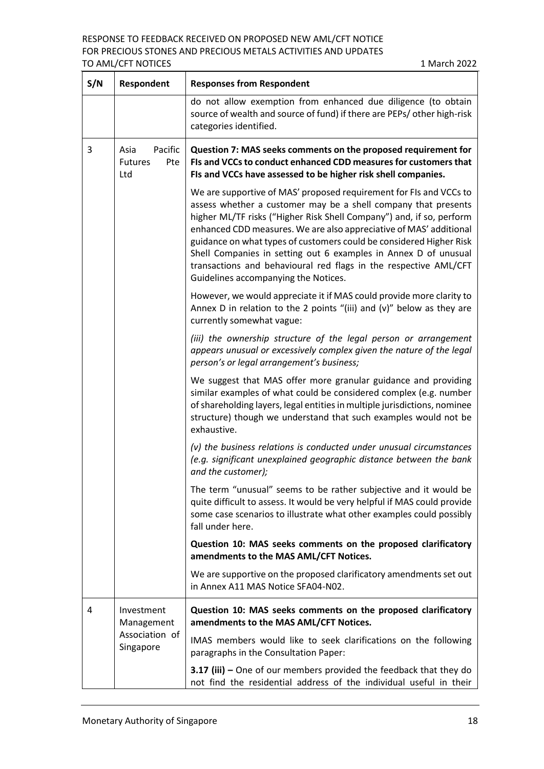| S/N | Respondent | Responses from Respondent |
|---|---|---|
| | | do not allow exemption from enhanced due diligence (to obtain source of wealth and source of fund) if there are PEPs/ other high-risk categories identified. |
| 3 | Asia Pacific Futures Pte Ltd | **Question 7: MAS seeks comments on the proposed requirement for FIs and VCCs to conduct enhanced CDD measures for customers that FIs and VCCs have assessed to be higher risk shell companies.**<br><br>We are supportive of MAS' proposed requirement for FIs and VCCs to assess whether a customer may be a shell company that presents higher ML/TF risks ("Higher Risk Shell Company") and, if so, perform enhanced CDD measures. We are also appreciative of MAS' additional guidance on what types of customers could be considered Higher Risk Shell Companies in setting out 6 examples in Annex D of unusual transactions and behavioural red flags in the respective AML/CFT Guidelines accompanying the Notices.<br><br>However, we would appreciate it if MAS could provide more clarity to Annex D in relation to the 2 points "(iii) and (v)" below as they are currently somewhat vague:<br><br>*(iii) the ownership structure of the legal person or arrangement appears unusual or excessively complex given the nature of the legal person's or legal arrangement's business;*<br><br>We suggest that MAS offer more granular guidance and providing similar examples of what could be considered complex (e.g. number of shareholding layers, legal entities in multiple jurisdictions, nominee structure) though we understand that such examples would not be exhaustive.<br><br>*(v) the business relations is conducted under unusual circumstances (e.g. significant unexplained geographic distance between the bank and the customer);*<br><br>The term "unusual" seems to be rather subjective and it would be quite difficult to assess. It would be very helpful if MAS could provide some case scenarios to illustrate what other examples could possibly fall under here.<br><br>**Question 10: MAS seeks comments on the proposed clarificatory amendments to the MAS AML/CFT Notices.**<br><br>We are supportive on the proposed clarificatory amendments set out in Annex A11 MAS Notice SFA04-N02. |
| 4 | Investment Management Association of Singapore | **Question 10: MAS seeks comments on the proposed clarificatory amendments to the MAS AML/CFT Notices.**<br><br>IMAS members would like to seek clarifications on the following paragraphs in the Consultation Paper:<br><br>**3.17 (iii) –** One of our members provided the feedback that they do not find the residential address of the individual useful in their |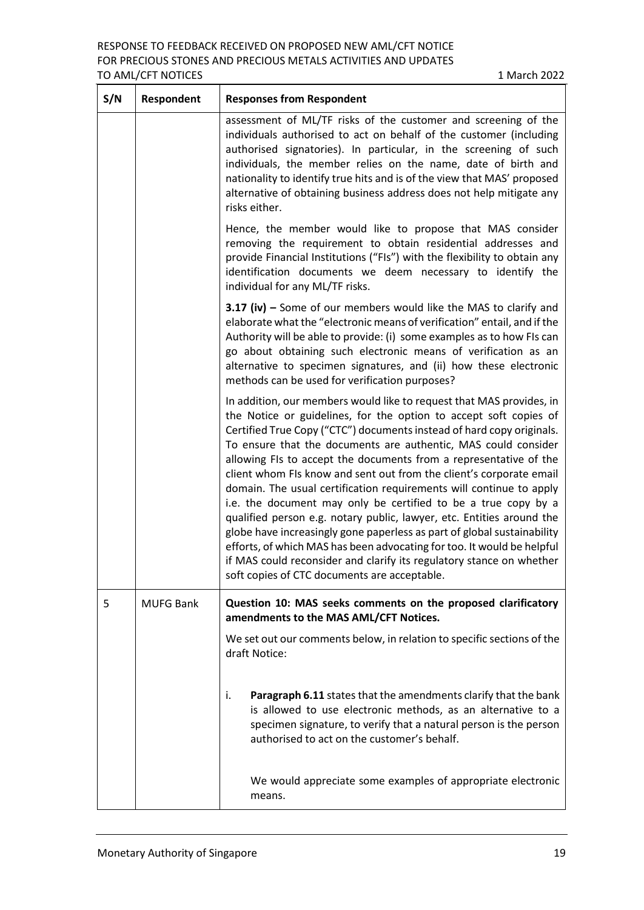| S/N | Respondent | Responses from Respondent |
|---|---|---|
| | | assessment of ML/TF risks of the customer and screening of the individuals authorised to act on behalf of the customer (including authorised signatories). In particular, in the screening of such individuals, the member relies on the name, date of birth and nationality to identify true hits and is of the view that MAS' proposed alternative of obtaining business address does not help mitigate any risks either.<br><br>Hence, the member would like to propose that MAS consider removing the requirement to obtain residential addresses and provide Financial Institutions ("FIs") with the flexibility to obtain any identification documents we deem necessary to identify the individual for any ML/TF risks.<br><br>**3.17 (iv) –** Some of our members would like the MAS to clarify and elaborate what the "electronic means of verification" entail, and if the Authority will be able to provide: (i) some examples as to how FIs can go about obtaining such electronic means of verification as an alternative to specimen signatures, and (ii) how these electronic methods can be used for verification purposes?<br><br>In addition, our members would like to request that MAS provides, in the Notice or guidelines, for the option to accept soft copies of Certified True Copy ("CTC") documents instead of hard copy originals. To ensure that the documents are authentic, MAS could consider allowing FIs to accept the documents from a representative of the client whom FIs know and sent out from the client's corporate email domain. The usual certification requirements will continue to apply i.e. the document may only be certified to be a true copy by a qualified person e.g. notary public, lawyer, etc. Entities around the globe have increasingly gone paperless as part of global sustainability efforts, of which MAS has been advocating for too. It would be helpful if MAS could reconsider and clarify its regulatory stance on whether soft copies of CTC documents are acceptable. |
| 5 | MUFG Bank | **Question 10: MAS seeks comments on the proposed clarificatory amendments to the MAS AML/CFT Notices.**<br><br>We set out our comments below, in relation to specific sections of the draft Notice:<br><br>i. **Paragraph 6.11** states that the amendments clarify that the bank is allowed to use electronic methods, as an alternative to a specimen signature, to verify that a natural person is the person authorised to act on the customer's behalf.<br><br>We would appreciate some examples of appropriate electronic means. |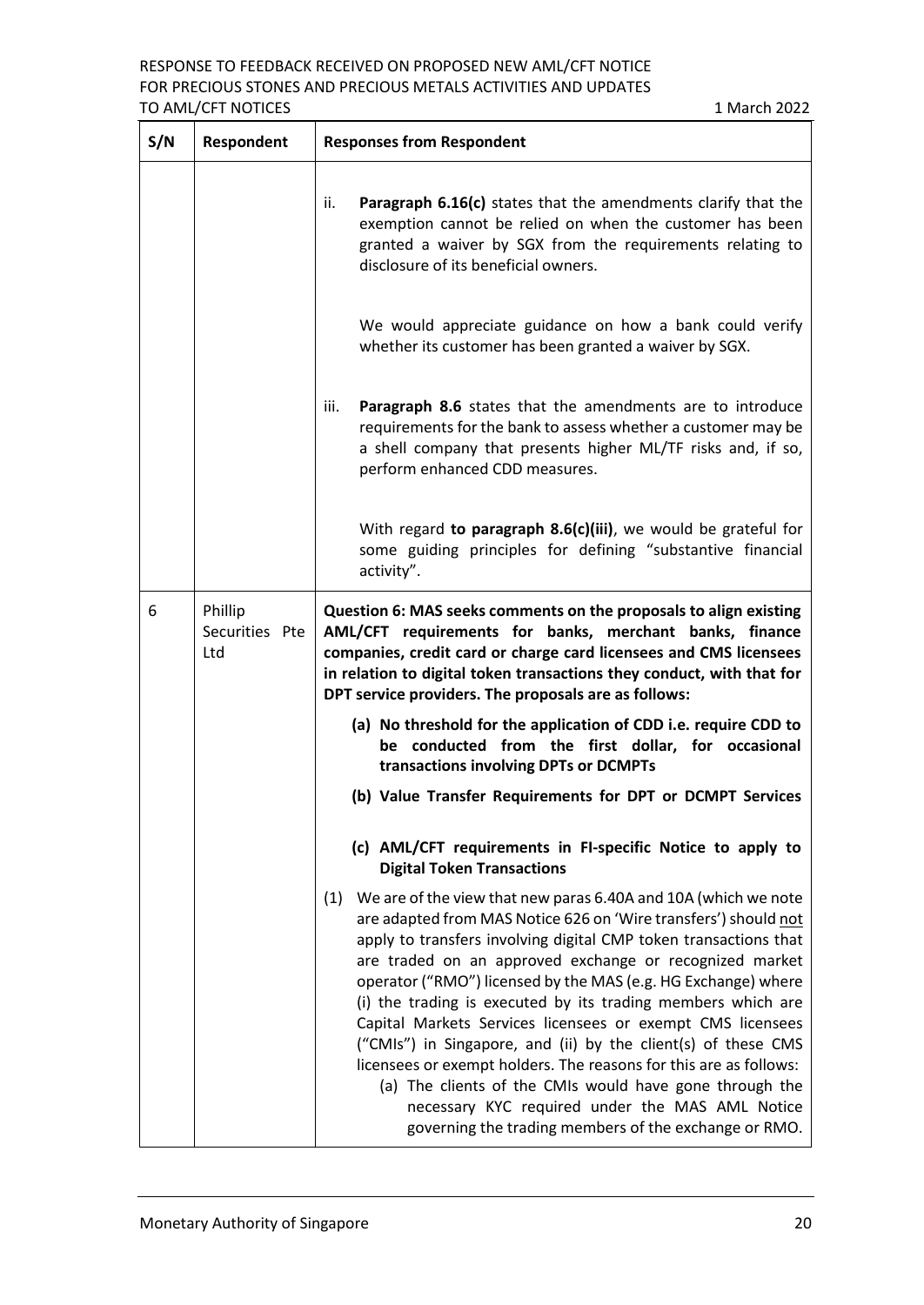| S/N | Respondent | Responses from Respondent |
|---|---|---|
| | | ii. **Paragraph 6.16(c)** states that the amendments clarify that the exemption cannot be relied on when the customer has been granted a waiver by SGX from the requirements relating to disclosure of its beneficial owners.<br><br>We would appreciate guidance on how a bank could verify whether its customer has been granted a waiver by SGX.<br><br>iii. **Paragraph 8.6** states that the amendments are to introduce requirements for the bank to assess whether a customer may be a shell company that presents higher ML/TF risks and, if so, perform enhanced CDD measures.<br><br>With regard **to paragraph 8.6(c)(iii)**, we would be grateful for some guiding principles for defining "substantive financial activity". |
| 6 | Phillip Securities Pte Ltd | **Question 6: MAS seeks comments on the proposals to align existing AML/CFT requirements for banks, merchant banks, finance companies, credit card or charge card licensees and CMS licensees in relation to digital token transactions they conduct, with that for DPT service providers. The proposals are as follows:**<br><br>**(a) No threshold for the application of CDD i.e. require CDD to be conducted from the first dollar, for occasional transactions involving DPTs or DCMPTs**<br><br>**(b) Value Transfer Requirements for DPT or DCMPT Services**<br><br>**(c) AML/CFT requirements in FI-specific Notice to apply to Digital Token Transactions**<br><br>(1) We are of the view that new paras 6.40A and 10A (which we note are adapted from MAS Notice 626 on 'Wire transfers') should not apply to transfers involving digital CMP token transactions that are traded on an approved exchange or recognized market operator ("RMO") licensed by the MAS (e.g. HG Exchange) where (i) the trading is executed by its trading members which are Capital Markets Services licensees or exempt CMS licensees ("CMIs") in Singapore, and (ii) by the client(s) of these CMS licensees or exempt holders. The reasons for this are as follows:<br>(a) The clients of the CMIs would have gone through the necessary KYC required under the MAS AML Notice governing the trading members of the exchange or RMO. |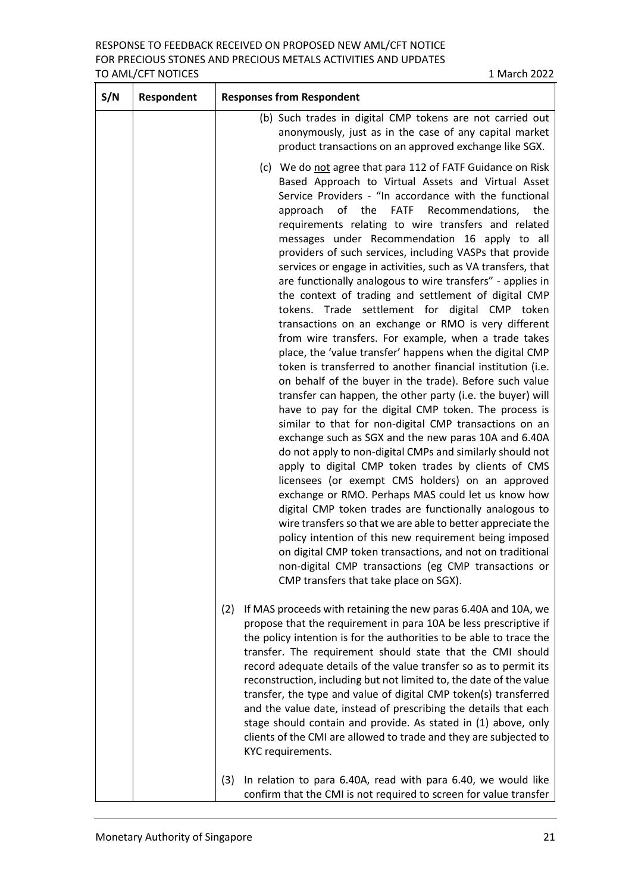| S/N | Respondent | Responses from Respondent |
|---|---|---|
| | | (b) Such trades in digital CMP tokens are not carried out anonymously, just as in the case of any capital market product transactions on an approved exchange like SGX.<br><br>(c) We do <u>not</u> agree that para 112 of FATF Guidance on Risk Based Approach to Virtual Assets and Virtual Asset Service Providers - "In accordance with the functional approach of the FATF Recommendations, the requirements relating to wire transfers and related messages under Recommendation 16 apply to all providers of such services, including VASPs that provide services or engage in activities, such as VA transfers, that are functionally analogous to wire transfers" - applies in the context of trading and settlement of digital CMP tokens. Trade settlement for digital CMP token transactions on an exchange or RMO is very different from wire transfers. For example, when a trade takes place, the 'value transfer' happens when the digital CMP token is transferred to another financial institution (i.e. on behalf of the buyer in the trade). Before such value transfer can happen, the other party (i.e. the buyer) will have to pay for the digital CMP token. The process is similar to that for non-digital CMP transactions on an exchange such as SGX and the new paras 10A and 6.40A do not apply to non-digital CMPs and similarly should not apply to digital CMP token trades by clients of CMS licensees (or exempt CMS holders) on an approved exchange or RMO. Perhaps MAS could let us know how digital CMP token trades are functionally analogous to wire transfers so that we are able to better appreciate the policy intention of this new requirement being imposed on digital CMP token transactions, and not on traditional non-digital CMP transactions (eg CMP transactions or CMP transfers that take place on SGX).<br><br>(2) If MAS proceeds with retaining the new paras 6.40A and 10A, we propose that the requirement in para 10A be less prescriptive if the policy intention is for the authorities to be able to trace the transfer. The requirement should state that the CMI should record adequate details of the value transfer so as to permit its reconstruction, including but not limited to, the date of the value transfer, the type and value of digital CMP token(s) transferred and the value date, instead of prescribing the details that each stage should contain and provide. As stated in (1) above, only clients of the CMI are allowed to trade and they are subjected to KYC requirements. |
| | | (3) In relation to para 6.40A, read with para 6.40, we would like confirm that the CMI is not required to screen for value transfer |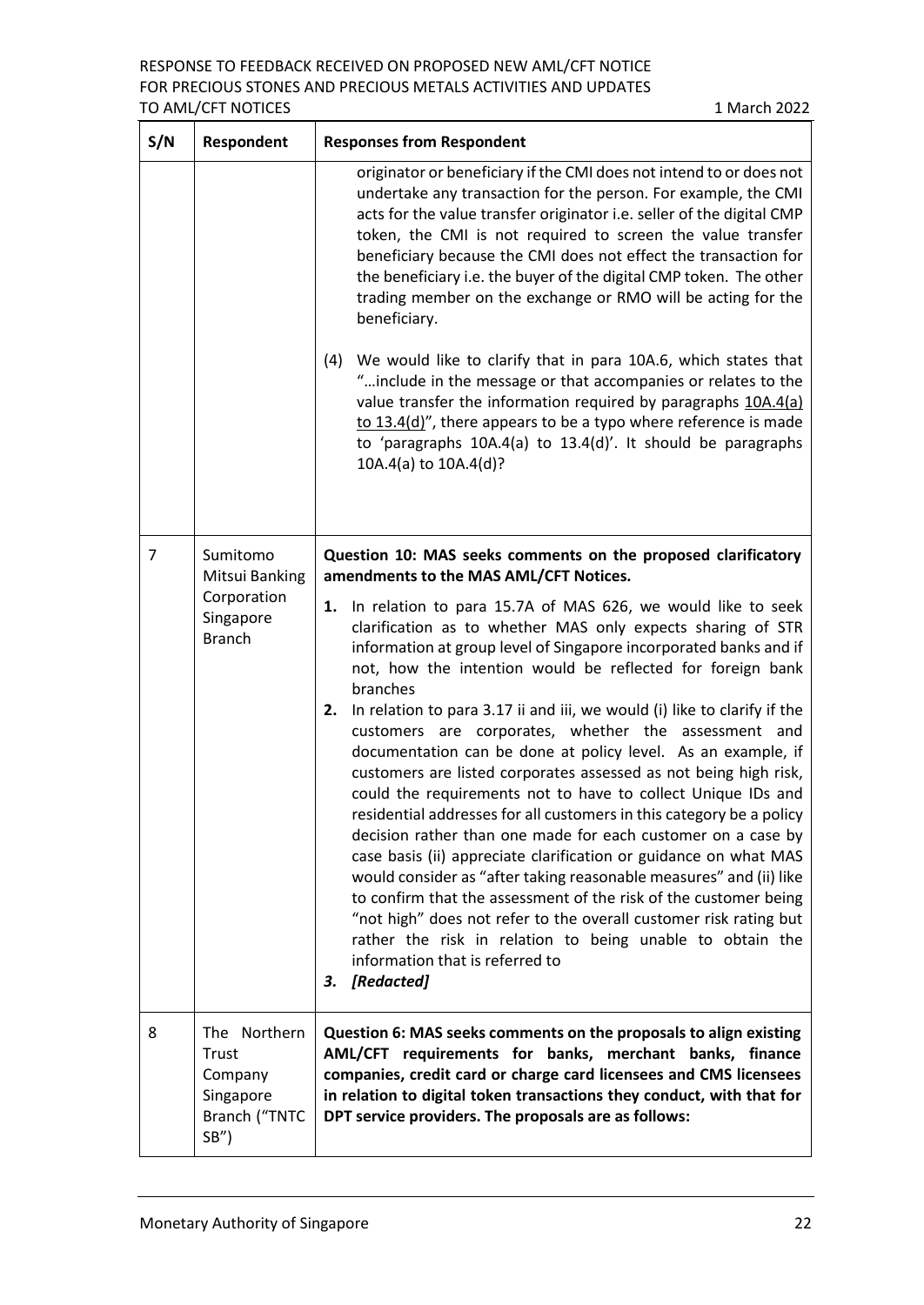| S/N | Respondent | Responses from Respondent |
|---|---|---|
| | | originator or beneficiary if the CMI does not intend to or does not undertake any transaction for the person. For example, the CMI acts for the value transfer originator i.e. seller of the digital CMP token, the CMI is not required to screen the value transfer beneficiary because the CMI does not effect the transaction for the beneficiary i.e. the buyer of the digital CMP token. The other trading member on the exchange or RMO will be acting for the beneficiary.<br><br>(4) We would like to clarify that in para 10A.6, which states that "…include in the message or that accompanies or relates to the value transfer the information required by paragraphs 10A.4(a) to 13.4(d)", there appears to be a typo where reference is made to 'paragraphs 10A.4(a) to 13.4(d)'. It should be paragraphs 10A.4(a) to 10A.4(d)? |
| 7 | Sumitomo Mitsui Banking Corporation Singapore Branch | **Question 10: MAS seeks comments on the proposed clarificatory amendments to the MAS AML/CFT Notices.**<br><br>**1.** In relation to para 15.7A of MAS 626, we would like to seek clarification as to whether MAS only expects sharing of STR information at group level of Singapore incorporated banks and if not, how the intention would be reflected for foreign bank branches<br>**2.** In relation to para 3.17 ii and iii, we would (i) like to clarify if the customers are corporates, whether the assessment and documentation can be done at policy level. As an example, if customers are listed corporates assessed as not being high risk, could the requirements not to have to collect Unique IDs and residential addresses for all customers in this category be a policy decision rather than one made for each customer on a case by case basis (ii) appreciate clarification or guidance on what MAS would consider as "after taking reasonable measures" and (ii) like to confirm that the assessment of the risk of the customer being "not high" does not refer to the overall customer risk rating but rather the risk in relation to being unable to obtain the information that is referred to<br>***3. [Redacted]*** |
| 8 | The Northern Trust Company Singapore Branch ("TNTC SB") | **Question 6: MAS seeks comments on the proposals to align existing AML/CFT requirements for banks, merchant banks, finance companies, credit card or charge card licensees and CMS licensees in relation to digital token transactions they conduct, with that for DPT service providers. The proposals are as follows:** |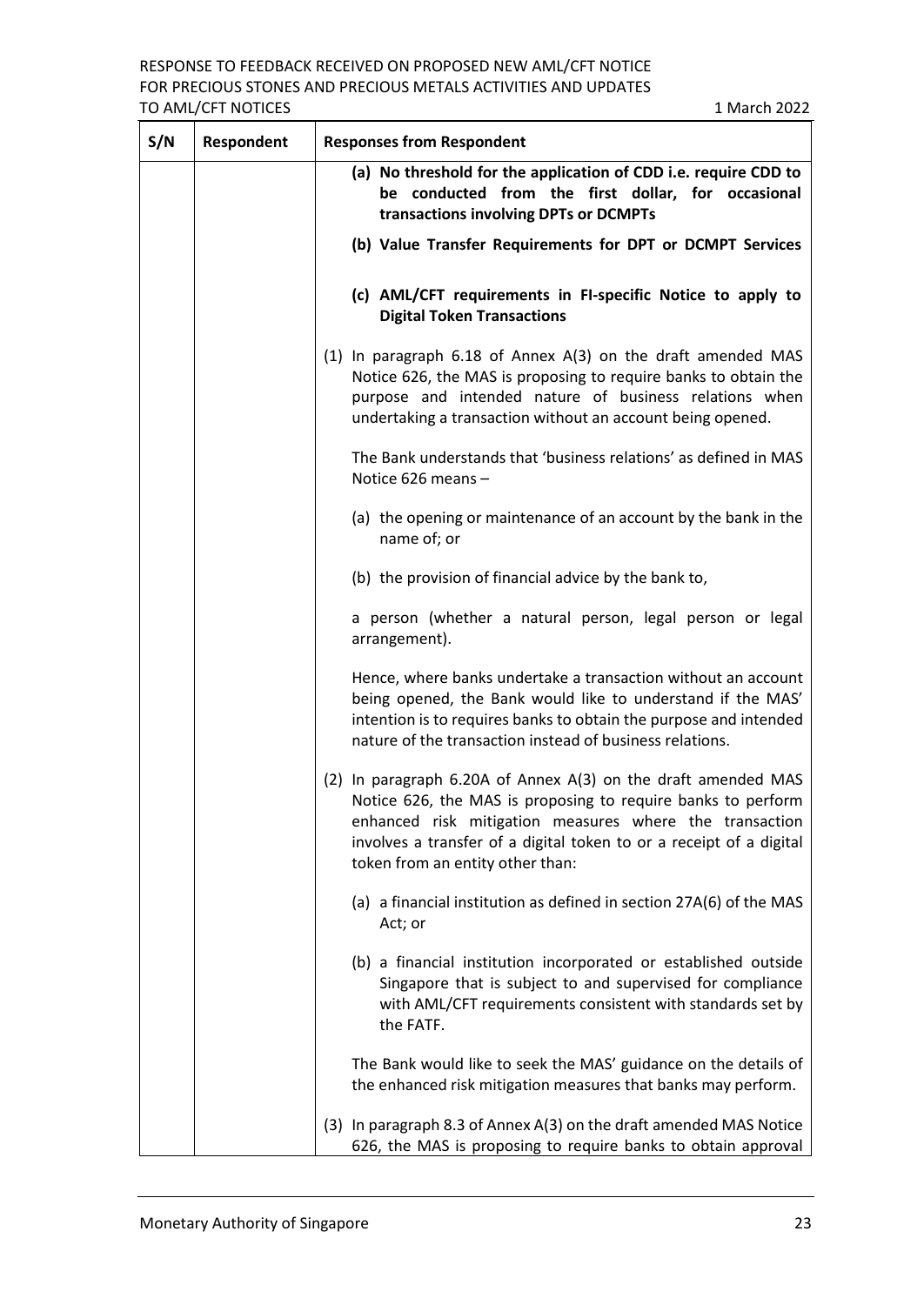| S/N | Respondent | Responses from Respondent |
|---|---|---|
| | | **(a) No threshold for the application of CDD i.e. require CDD to be conducted from the first dollar, for occasional transactions involving DPTs or DCMPTs**<br><br>**(b) Value Transfer Requirements for DPT or DCMPT Services**<br><br>**(c) AML/CFT requirements in FI-specific Notice to apply to Digital Token Transactions**<br><br>(1) In paragraph 6.18 of Annex A(3) on the draft amended MAS Notice 626, the MAS is proposing to require banks to obtain the purpose and intended nature of business relations when undertaking a transaction without an account being opened.<br><br>The Bank understands that 'business relations' as defined in MAS Notice 626 means –<br><br>(a) the opening or maintenance of an account by the bank in the name of; or<br><br>(b) the provision of financial advice by the bank to,<br><br>a person (whether a natural person, legal person or legal arrangement).<br><br>Hence, where banks undertake a transaction without an account being opened, the Bank would like to understand if the MAS' intention is to requires banks to obtain the purpose and intended nature of the transaction instead of business relations.<br><br>(2) In paragraph 6.20A of Annex A(3) on the draft amended MAS Notice 626, the MAS is proposing to require banks to perform enhanced risk mitigation measures where the transaction involves a transfer of a digital token to or a receipt of a digital token from an entity other than:<br><br>(a) a financial institution as defined in section 27A(6) of the MAS Act; or<br><br>(b) a financial institution incorporated or established outside Singapore that is subject to and supervised for compliance with AML/CFT requirements consistent with standards set by the FATF.<br><br>The Bank would like to seek the MAS' guidance on the details of the enhanced risk mitigation measures that banks may perform.<br><br>(3) In paragraph 8.3 of Annex A(3) on the draft amended MAS Notice 626, the MAS is proposing to require banks to obtain approval |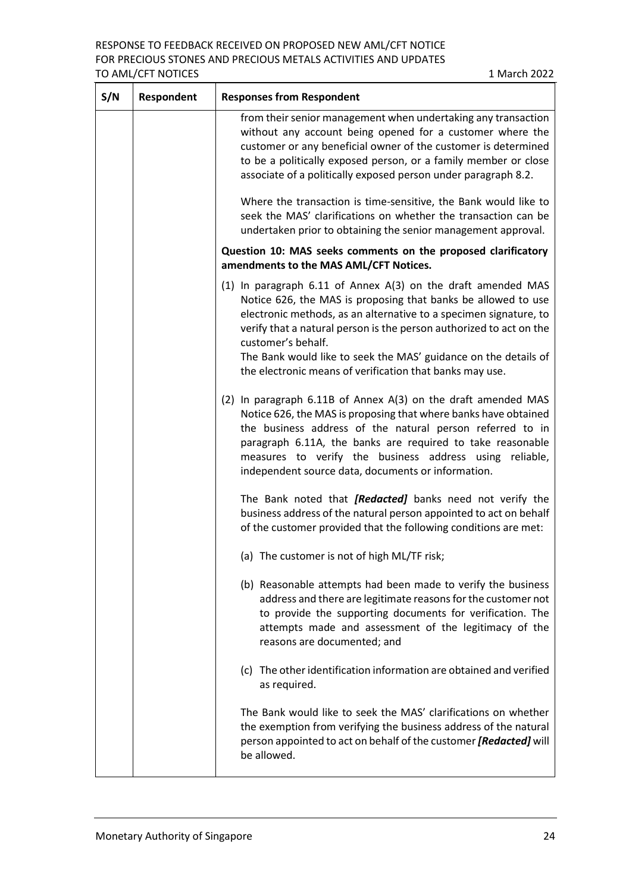| S/N | Respondent | Responses from Respondent |
|---|---|---|
| | | from their senior management when undertaking any transaction without any account being opened for a customer where the customer or any beneficial owner of the customer is determined to be a politically exposed person, or a family member or close associate of a politically exposed person under paragraph 8.2.<br><br>Where the transaction is time-sensitive, the Bank would like to seek the MAS' clarifications on whether the transaction can be undertaken prior to obtaining the senior management approval.<br><br>**Question 10: MAS seeks comments on the proposed clarificatory amendments to the MAS AML/CFT Notices.**<br><br>(1) In paragraph 6.11 of Annex A(3) on the draft amended MAS Notice 626, the MAS is proposing that banks be allowed to use electronic methods, as an alternative to a specimen signature, to verify that a natural person is the person authorized to act on the customer's behalf.<br>The Bank would like to seek the MAS' guidance on the details of the electronic means of verification that banks may use.<br><br>(2) In paragraph 6.11B of Annex A(3) on the draft amended MAS Notice 626, the MAS is proposing that where banks have obtained the business address of the natural person referred to in paragraph 6.11A, the banks are required to take reasonable measures to verify the business address using reliable, independent source data, documents or information.<br><br>The Bank noted that ***[Redacted]*** banks need not verify the business address of the natural person appointed to act on behalf of the customer provided that the following conditions are met:<br><br>(a) The customer is not of high ML/TF risk;<br><br>(b) Reasonable attempts had been made to verify the business address and there are legitimate reasons for the customer not to provide the supporting documents for verification. The attempts made and assessment of the legitimacy of the reasons are documented; and<br><br>(c) The other identification information are obtained and verified as required.<br><br>The Bank would like to seek the MAS' clarifications on whether the exemption from verifying the business address of the natural person appointed to act on behalf of the customer ***[Redacted]*** will be allowed. |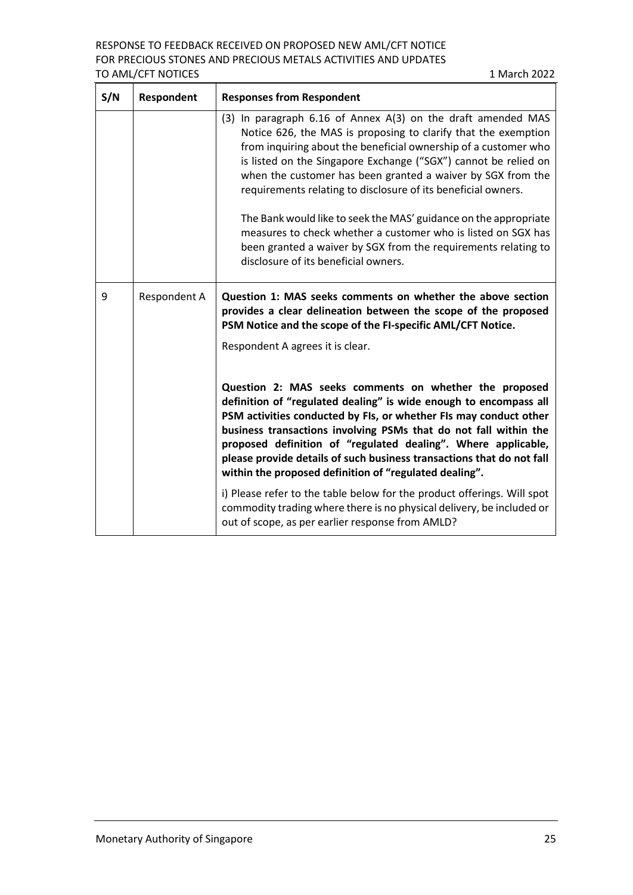| S/N | Respondent | Responses from Respondent |
|---|---|---|
| | | (3) In paragraph 6.16 of Annex A(3) on the draft amended MAS Notice 626, the MAS is proposing to clarify that the exemption from inquiring about the beneficial ownership of a customer who is listed on the Singapore Exchange ("SGX") cannot be relied on when the customer has been granted a waiver by SGX from the requirements relating to disclosure of its beneficial owners.<br><br>The Bank would like to seek the MAS' guidance on the appropriate measures to check whether a customer who is listed on SGX has been granted a waiver by SGX from the requirements relating to disclosure of its beneficial owners. |
| 9 | Respondent A | **Question 1: MAS seeks comments on whether the above section provides a clear delineation between the scope of the proposed PSM Notice and the scope of the FI-specific AML/CFT Notice.**<br><br>Respondent A agrees it is clear.<br><br>**Question 2: MAS seeks comments on whether the proposed definition of "regulated dealing" is wide enough to encompass all PSM activities conducted by FIs, or whether FIs may conduct other business transactions involving PSMs that do not fall within the proposed definition of "regulated dealing". Where applicable, please provide details of such business transactions that do not fall within the proposed definition of "regulated dealing".**<br><br>i) Please refer to the table below for the product offerings. Will spot commodity trading where there is no physical delivery, be included or out of scope, as per earlier response from AMLD? |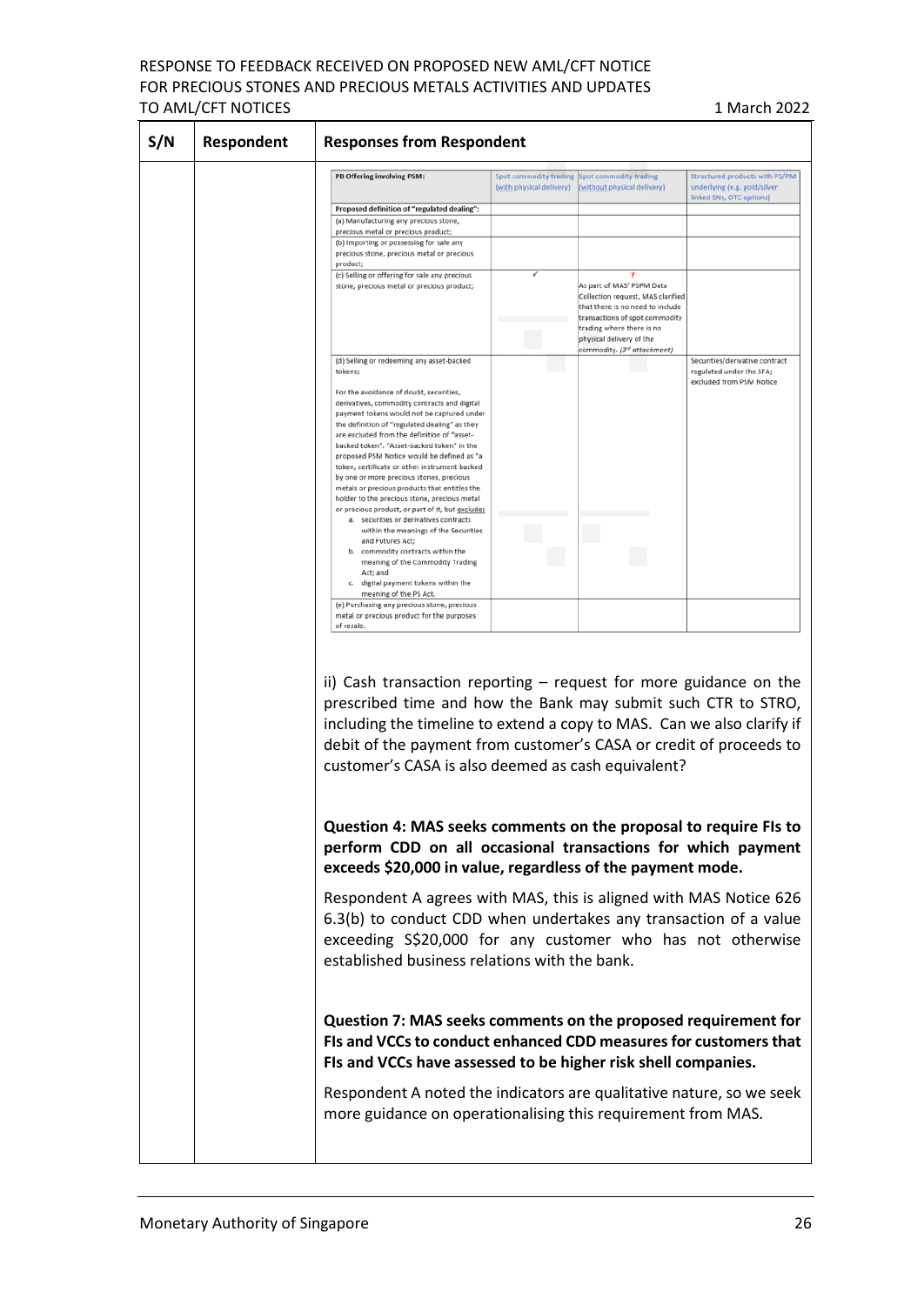| S/N | Respondent | Responses from Respondent |
|---|---|---|
| | | (table below) |

| PB Offering involving PSM: | Spot commodity trading (with physical delivery) | Spot commodity trading (without physical delivery) | Structured products with PS/PM underlying (e.g. gold/silver linked SNs, OTC options) |
|---|---|---|---|
| **Proposed definition of "regulated dealing":** | | | |
| (a) Manufacturing any precious stone, precious metal or precious product; | | | |
| (b) Importing or possessing for sale any precious stone, precious metal or precious product; | | | |
| (c) Selling or offering for sale any precious stone, precious metal or precious product; | ✓ | ? As part of MAS' PSPM Data Collection request, MAS clarified that there is no need to include transactions of spot commodity trading where there is no physical delivery of the commodity. (*3rd attachment*) | |
| (d) Selling or redeeming any asset-backed tokens; For the avoidance of doubt, securities, derivatives, commodity contracts and digital payment tokens would not be captured under the definition of "regulated dealing" as they are excluded from the definition of "asset-backed token". "Asset-backed token" in the proposed PSM Notice would be defined as "a token, certificate or other instrument backed by one or more precious stones, precious metals or precious products that entitles the holder to the precious stone, precious metal or precious product, or part of it, but excludes a. securities or derivatives contracts within the meanings of the Securities and Futures Act; b. commodity contracts within the meaning of the Commodity Trading Act; and c. digital payment tokens within the meaning of the PS Act. | | | Securities/derivative contract regulated under the SFA; excluded from PSM Notice |
| (e) Purchasing any precious stone, precious metal or precious product for the purposes of resale. | | | |

ii) Cash transaction reporting – request for more guidance on the prescribed time and how the Bank may submit such CTR to STRO, including the timeline to extend a copy to MAS. Can we also clarify if debit of the payment from customer's CASA or credit of proceeds to customer's CASA is also deemed as cash equivalent?

**Question 4: MAS seeks comments on the proposal to require FIs to perform CDD on all occasional transactions for which payment exceeds $20,000 in value, regardless of the payment mode.**

Respondent A agrees with MAS, this is aligned with MAS Notice 626 6.3(b) to conduct CDD when undertakes any transaction of a value exceeding S$20,000 for any customer who has not otherwise established business relations with the bank.

**Question 7: MAS seeks comments on the proposed requirement for FIs and VCCs to conduct enhanced CDD measures for customers that FIs and VCCs have assessed to be higher risk shell companies.**

Respondent A noted the indicators are qualitative nature, so we seek more guidance on operationalising this requirement from MAS.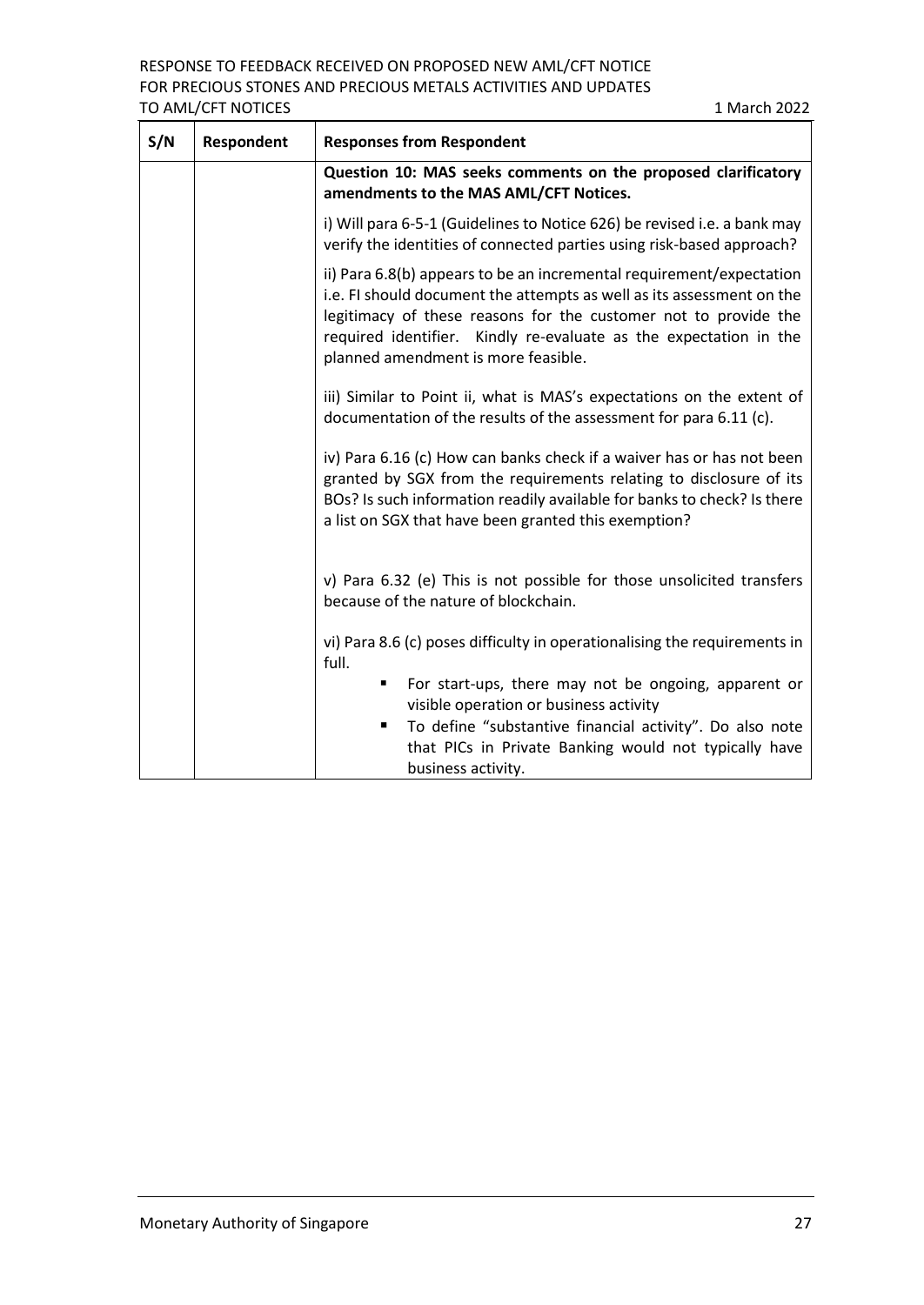| S/N | Respondent | Responses from Respondent |
|---|---|---|
| | | **Question 10: MAS seeks comments on the proposed clarificatory amendments to the MAS AML/CFT Notices.**<br><br>i) Will para 6-5-1 (Guidelines to Notice 626) be revised i.e. a bank may verify the identities of connected parties using risk-based approach?<br><br>ii) Para 6.8(b) appears to be an incremental requirement/expectation i.e. FI should document the attempts as well as its assessment on the legitimacy of these reasons for the customer not to provide the required identifier. Kindly re-evaluate as the expectation in the planned amendment is more feasible.<br><br>iii) Similar to Point ii, what is MAS's expectations on the extent of documentation of the results of the assessment for para 6.11 (c).<br><br>iv) Para 6.16 (c) How can banks check if a waiver has or has not been granted by SGX from the requirements relating to disclosure of its BOs? Is such information readily available for banks to check? Is there a list on SGX that have been granted this exemption?<br><br>v) Para 6.32 (e) This is not possible for those unsolicited transfers because of the nature of blockchain.<br><br>vi) Para 8.6 (c) poses difficulty in operationalising the requirements in full.<br>▪ For start-ups, there may not be ongoing, apparent or visible operation or business activity<br>▪ To define "substantive financial activity". Do also note that PICs in Private Banking would not typically have business activity. |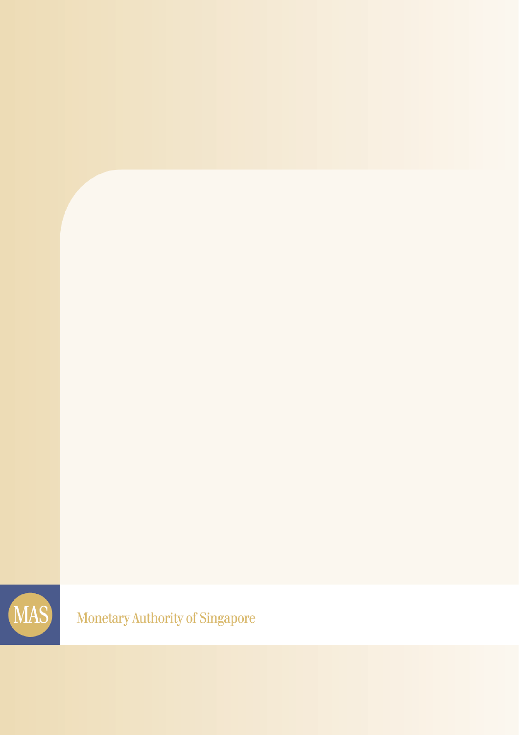MAS

Monetary Authority of Singapore